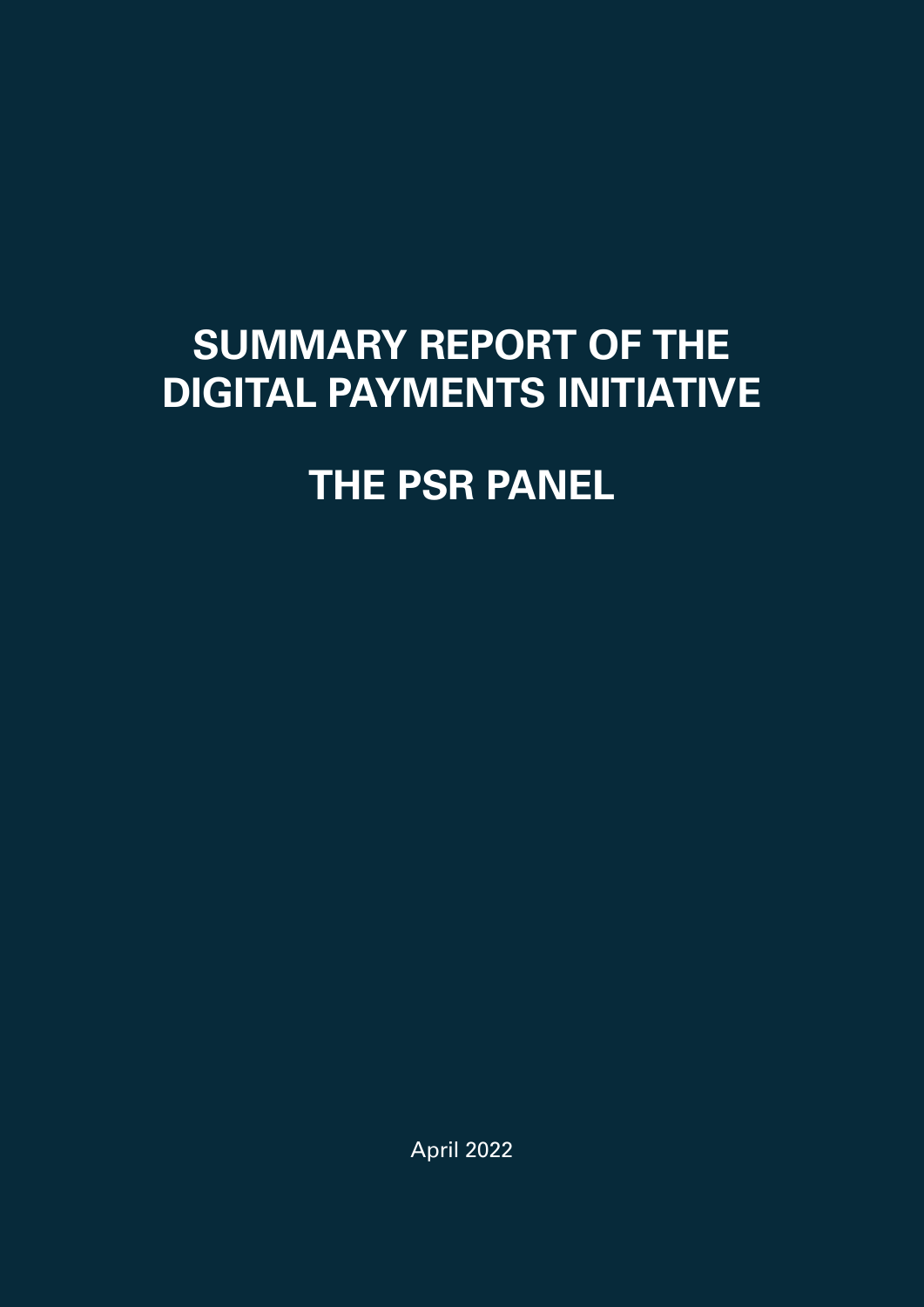# SUMMARY REPORT OF THE DIGITAL PAYMENTS INITIATIVE

# THE PSR PANEL

April 2022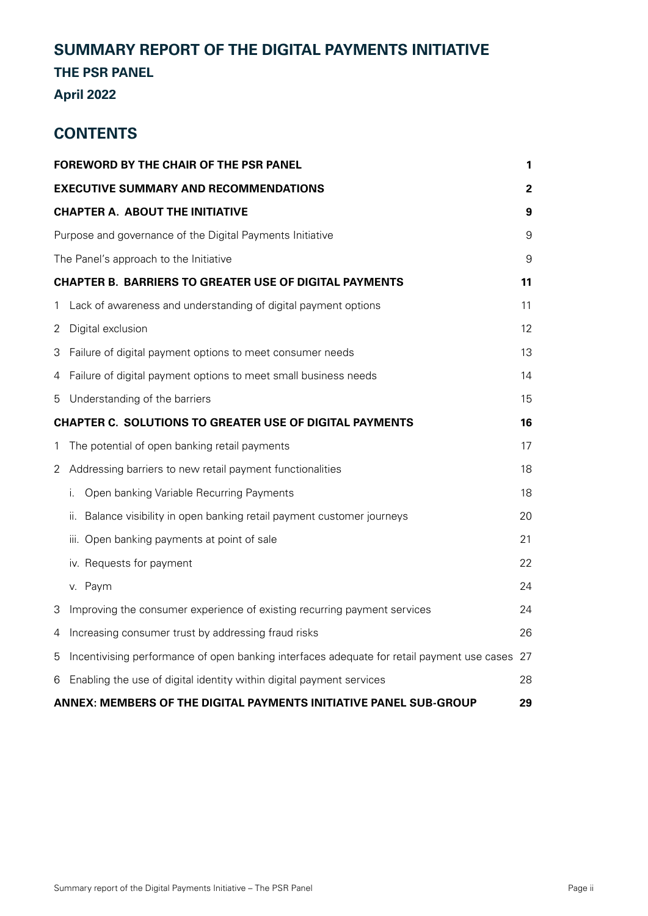# SUMMARY REPORT OF THE DIGITAL PAYMENTS INITIATIVE

## THE PSR PANEL

### April 2022

## CONTENTS

| | |
|---|---|
| **FOREWORD BY THE CHAIR OF THE PSR PANEL** | **1** |
| **EXECUTIVE SUMMARY AND RECOMMENDATIONS** | **2** |
| **CHAPTER A. ABOUT THE INITIATIVE** | **9** |
| Purpose and governance of the Digital Payments Initiative | 9 |
| The Panel's approach to the Initiative | 9 |
| **CHAPTER B. BARRIERS TO GREATER USE OF DIGITAL PAYMENTS** | **11** |
| 1 Lack of awareness and understanding of digital payment options | 11 |
| 2 Digital exclusion | 12 |
| 3 Failure of digital payment options to meet consumer needs | 13 |
| 4 Failure of digital payment options to meet small business needs | 14 |
| 5 Understanding of the barriers | 15 |
| **CHAPTER C. SOLUTIONS TO GREATER USE OF DIGITAL PAYMENTS** | **16** |
| 1 The potential of open banking retail payments | 17 |
| 2 Addressing barriers to new retail payment functionalities | 18 |
| i. Open banking Variable Recurring Payments | 18 |
| ii. Balance visibility in open banking retail payment customer journeys | 20 |
| iii. Open banking payments at point of sale | 21 |
| iv. Requests for payment | 22 |
| v. Paym | 24 |
| 3 Improving the consumer experience of existing recurring payment services | 24 |
| 4 Increasing consumer trust by addressing fraud risks | 26 |
| 5 Incentivising performance of open banking interfaces adequate for retail payment use cases | 27 |
| 6 Enabling the use of digital identity within digital payment services | 28 |
| **ANNEX: MEMBERS OF THE DIGITAL PAYMENTS INITIATIVE PANEL SUB-GROUP** | **29** |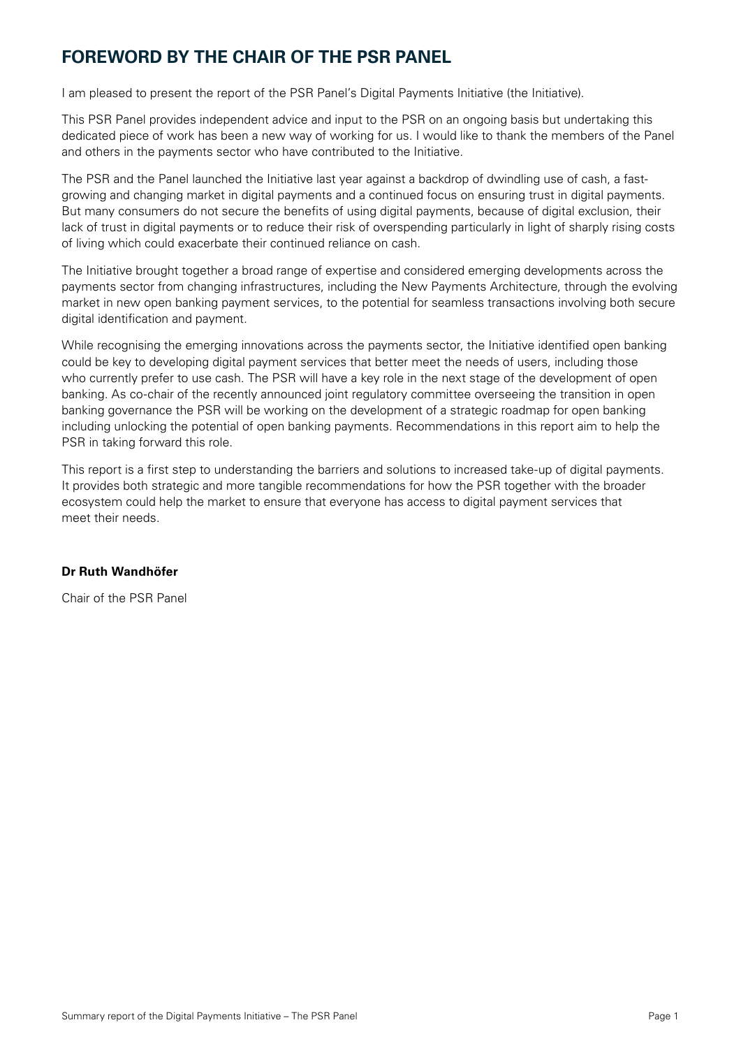# FOREWORD BY THE CHAIR OF THE PSR PANEL

I am pleased to present the report of the PSR Panel's Digital Payments Initiative (the Initiative).

This PSR Panel provides independent advice and input to the PSR on an ongoing basis but undertaking this dedicated piece of work has been a new way of working for us. I would like to thank the members of the Panel and others in the payments sector who have contributed to the Initiative.

The PSR and the Panel launched the Initiative last year against a backdrop of dwindling use of cash, a fast-growing and changing market in digital payments and a continued focus on ensuring trust in digital payments. But many consumers do not secure the benefits of using digital payments, because of digital exclusion, their lack of trust in digital payments or to reduce their risk of overspending particularly in light of sharply rising costs of living which could exacerbate their continued reliance on cash.

The Initiative brought together a broad range of expertise and considered emerging developments across the payments sector from changing infrastructures, including the New Payments Architecture, through the evolving market in new open banking payment services, to the potential for seamless transactions involving both secure digital identification and payment.

While recognising the emerging innovations across the payments sector, the Initiative identified open banking could be key to developing digital payment services that better meet the needs of users, including those who currently prefer to use cash. The PSR will have a key role in the next stage of the development of open banking. As co-chair of the recently announced joint regulatory committee overseeing the transition in open banking governance the PSR will be working on the development of a strategic roadmap for open banking including unlocking the potential of open banking payments. Recommendations in this report aim to help the PSR in taking forward this role.

This report is a first step to understanding the barriers and solutions to increased take-up of digital payments. It provides both strategic and more tangible recommendations for how the PSR together with the broader ecosystem could help the market to ensure that everyone has access to digital payment services that meet their needs.

**Dr Ruth Wandhöfer**

Chair of the PSR Panel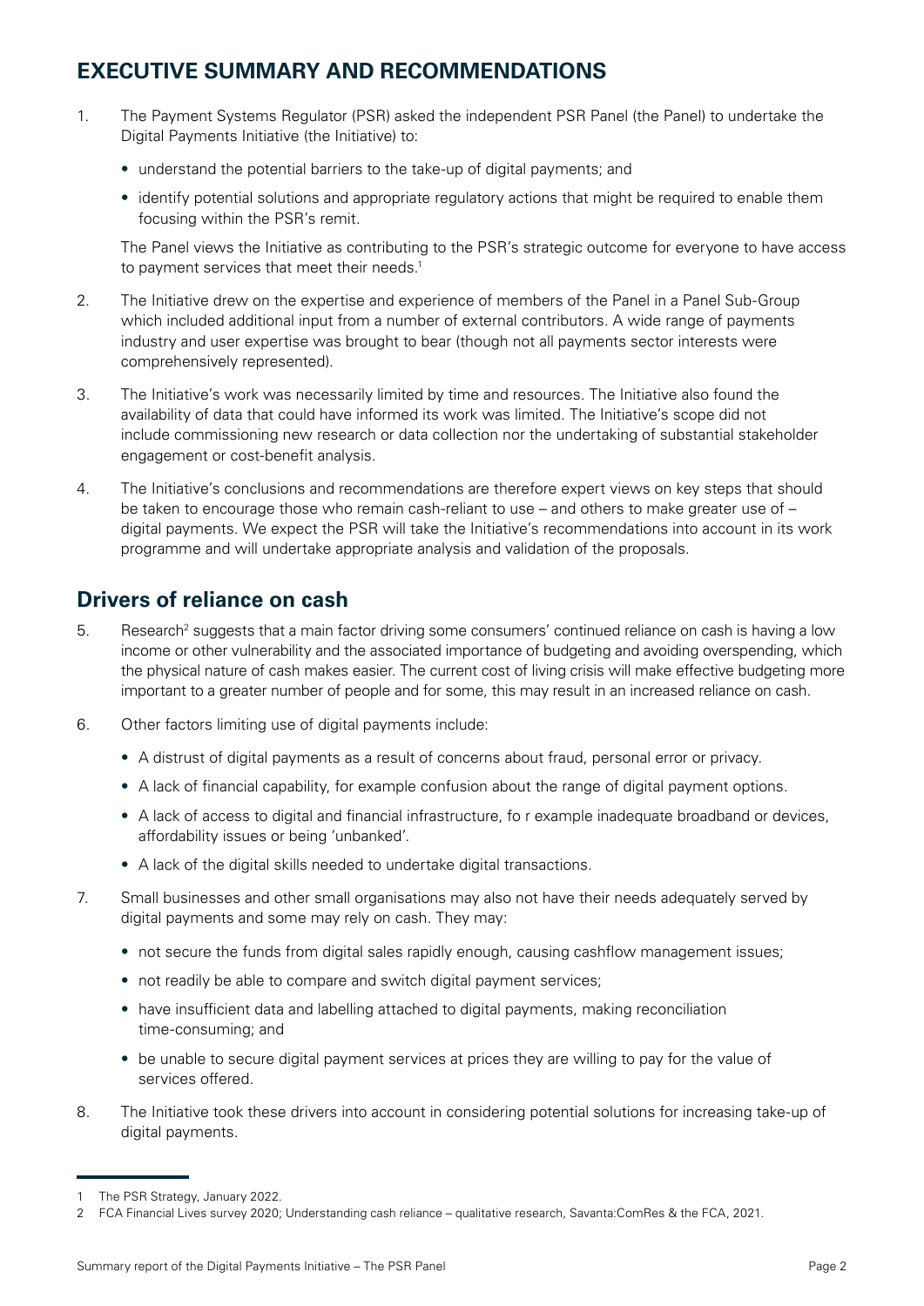## EXECUTIVE SUMMARY AND RECOMMENDATIONS

1. The Payment Systems Regulator (PSR) asked the independent PSR Panel (the Panel) to undertake the Digital Payments Initiative (the Initiative) to:

   - understand the potential barriers to the take-up of digital payments; and
   - identify potential solutions and appropriate regulatory actions that might be required to enable them focusing within the PSR's remit.

   The Panel views the Initiative as contributing to the PSR's strategic outcome for everyone to have access to payment services that meet their needs.[1]

2. The Initiative drew on the expertise and experience of members of the Panel in a Panel Sub-Group which included additional input from a number of external contributors. A wide range of payments industry and user expertise was brought to bear (though not all payments sector interests were comprehensively represented).

3. The Initiative's work was necessarily limited by time and resources. The Initiative also found the availability of data that could have informed its work was limited. The Initiative's scope did not include commissioning new research or data collection nor the undertaking of substantial stakeholder engagement or cost-benefit analysis.

4. The Initiative's conclusions and recommendations are therefore expert views on key steps that should be taken to encourage those who remain cash-reliant to use – and others to make greater use of – digital payments. We expect the PSR will take the Initiative's recommendations into account in its work programme and will undertake appropriate analysis and validation of the proposals.

### Drivers of reliance on cash

5. Research[2] suggests that a main factor driving some consumers' continued reliance on cash is having a low income or other vulnerability and the associated importance of budgeting and avoiding overspending, which the physical nature of cash makes easier. The current cost of living crisis will make effective budgeting more important to a greater number of people and for some, this may result in an increased reliance on cash.

6. Other factors limiting use of digital payments include:

   - A distrust of digital payments as a result of concerns about fraud, personal error or privacy.
   - A lack of financial capability, for example confusion about the range of digital payment options.
   - A lack of access to digital and financial infrastructure, fo r example inadequate broadband or devices, affordability issues or being 'unbanked'.
   - A lack of the digital skills needed to undertake digital transactions.

7. Small businesses and other small organisations may also not have their needs adequately served by digital payments and some may rely on cash. They may:

   - not secure the funds from digital sales rapidly enough, causing cashflow management issues;
   - not readily be able to compare and switch digital payment services;
   - have insufficient data and labelling attached to digital payments, making reconciliation time-consuming; and
   - be unable to secure digital payment services at prices they are willing to pay for the value of services offered.

8. The Initiative took these drivers into account in considering potential solutions for increasing take-up of digital payments.

---

1 The PSR Strategy, January 2022.

2 FCA Financial Lives survey 2020; Understanding cash reliance – qualitative research, Savanta:ComRes & the FCA, 2021.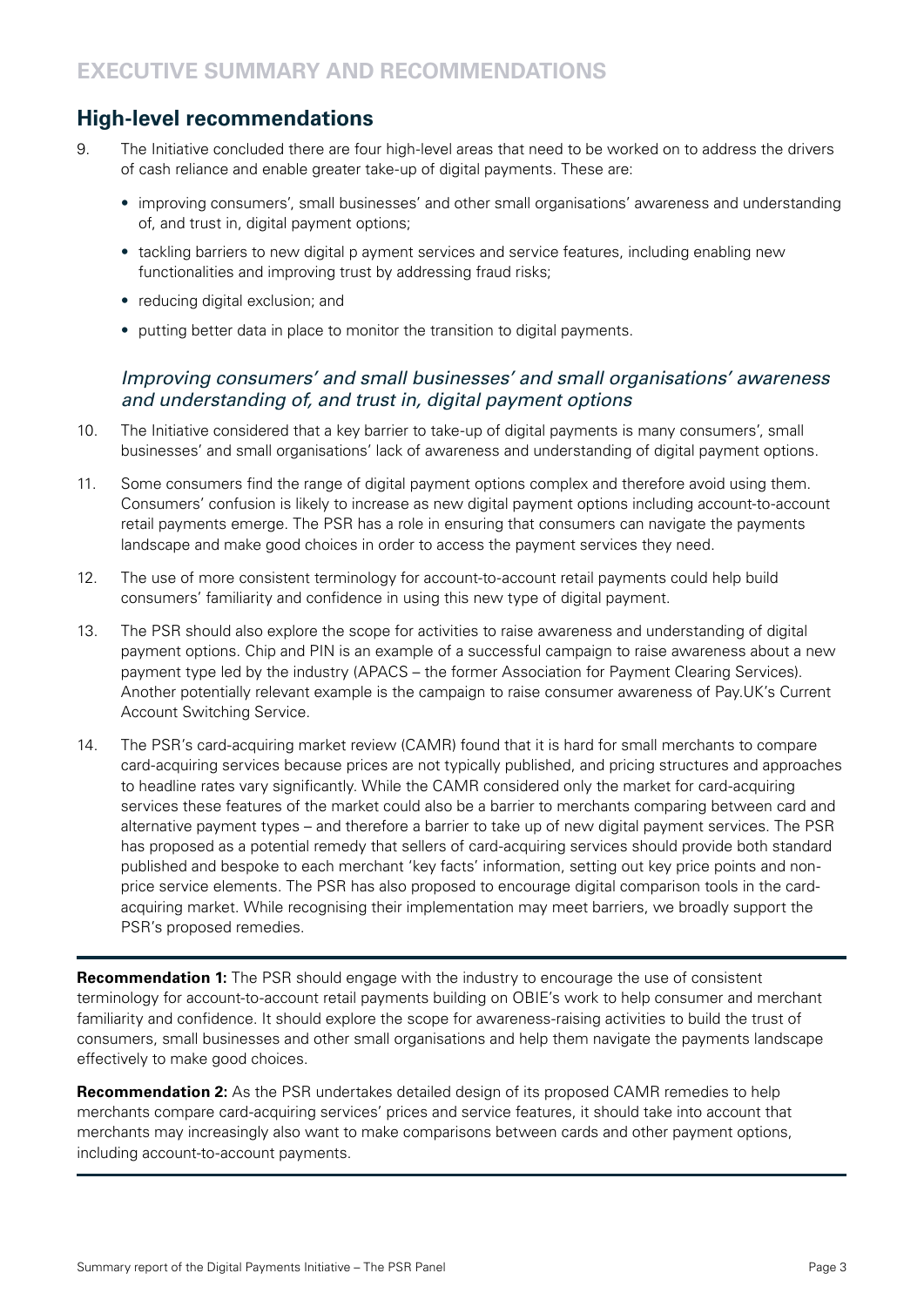## High-level recommendations

9. The Initiative concluded there are four high-level areas that need to be worked on to address the drivers of cash reliance and enable greater take-up of digital payments. These are:

   - improving consumers', small businesses' and other small organisations' awareness and understanding of, and trust in, digital payment options;
   - tackling barriers to new digital p ayment services and service features, including enabling new functionalities and improving trust by addressing fraud risks;
   - reducing digital exclusion; and
   - putting better data in place to monitor the transition to digital payments.

### *Improving consumers' and small businesses' and small organisations' awareness and understanding of, and trust in, digital payment options*

10. The Initiative considered that a key barrier to take-up of digital payments is many consumers', small businesses' and small organisations' lack of awareness and understanding of digital payment options.

11. Some consumers find the range of digital payment options complex and therefore avoid using them. Consumers' confusion is likely to increase as new digital payment options including account-to-account retail payments emerge. The PSR has a role in ensuring that consumers can navigate the payments landscape and make good choices in order to access the payment services they need.

12. The use of more consistent terminology for account-to-account retail payments could help build consumers' familiarity and confidence in using this new type of digital payment.

13. The PSR should also explore the scope for activities to raise awareness and understanding of digital payment options. Chip and PIN is an example of a successful campaign to raise awareness about a new payment type led by the industry (APACS – the former Association for Payment Clearing Services). Another potentially relevant example is the campaign to raise consumer awareness of Pay.UK's Current Account Switching Service.

14. The PSR's card-acquiring market review (CAMR) found that it is hard for small merchants to compare card-acquiring services because prices are not typically published, and pricing structures and approaches to headline rates vary significantly. While the CAMR considered only the market for card-acquiring services these features of the market could also be a barrier to merchants comparing between card and alternative payment types – and therefore a barrier to take up of new digital payment services. The PSR has proposed as a potential remedy that sellers of card-acquiring services should provide both standard published and bespoke to each merchant 'key facts' information, setting out key price points and non-price service elements. The PSR has also proposed to encourage digital comparison tools in the card-acquiring market. While recognising their implementation may meet barriers, we broadly support the PSR's proposed remedies.

---

**Recommendation 1:** The PSR should engage with the industry to encourage the use of consistent terminology for account-to-account retail payments building on OBIE's work to help consumer and merchant familiarity and confidence. It should explore the scope for awareness-raising activities to build the trust of consumers, small businesses and other small organisations and help them navigate the payments landscape effectively to make good choices.

**Recommendation 2:** As the PSR undertakes detailed design of its proposed CAMR remedies to help merchants compare card-acquiring services' prices and service features, it should take into account that merchants may increasingly also want to make comparisons between cards and other payment options, including account-to-account payments.

---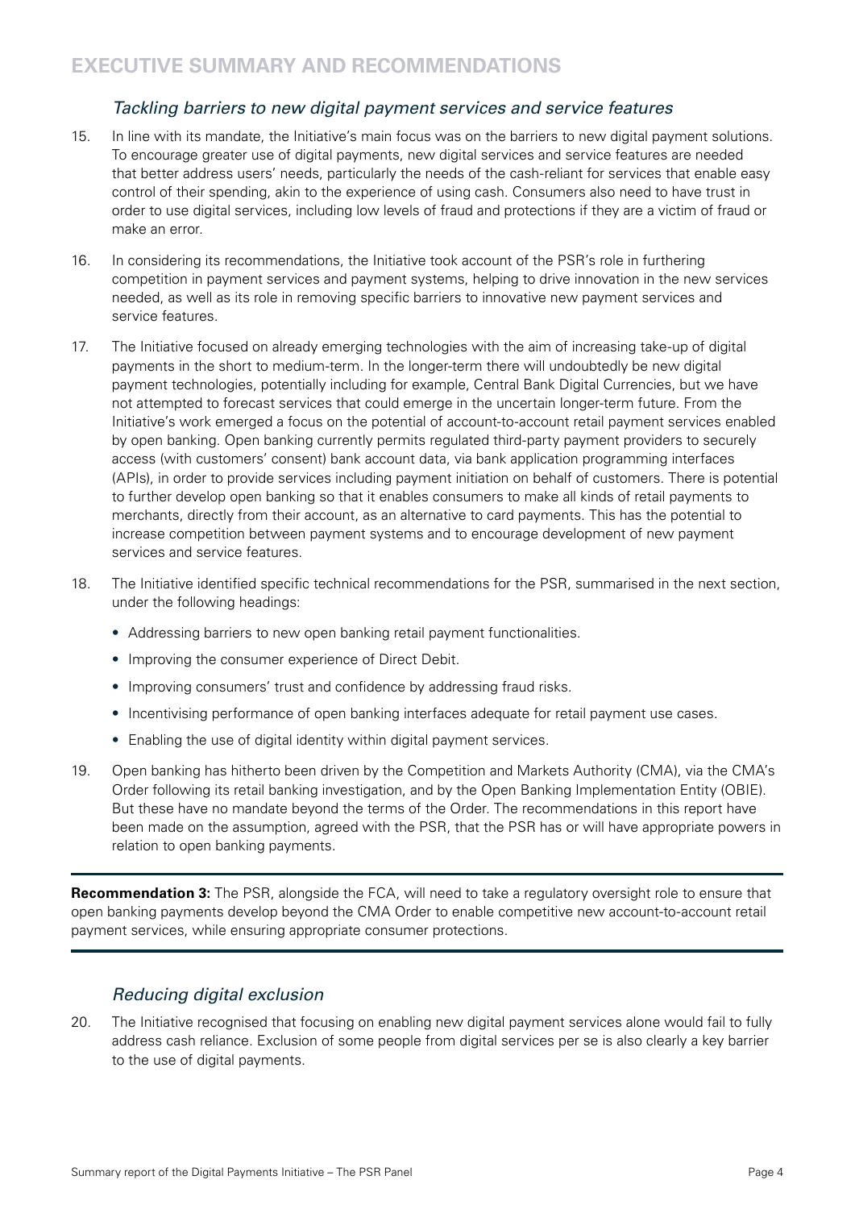# EXECUTIVE SUMMARY AND RECOMMENDATIONS

### *Tackling barriers to new digital payment services and service features*

15. In line with its mandate, the Initiative's main focus was on the barriers to new digital payment solutions. To encourage greater use of digital payments, new digital services and service features are needed that better address users' needs, particularly the needs of the cash-reliant for services that enable easy control of their spending, akin to the experience of using cash. Consumers also need to have trust in order to use digital services, including low levels of fraud and protections if they are a victim of fraud or make an error.

16. In considering its recommendations, the Initiative took account of the PSR's role in furthering competition in payment services and payment systems, helping to drive innovation in the new services needed, as well as its role in removing specific barriers to innovative new payment services and service features.

17. The Initiative focused on already emerging technologies with the aim of increasing take-up of digital payments in the short to medium-term. In the longer-term there will undoubtedly be new digital payment technologies, potentially including for example, Central Bank Digital Currencies, but we have not attempted to forecast services that could emerge in the uncertain longer-term future. From the Initiative's work emerged a focus on the potential of account-to-account retail payment services enabled by open banking. Open banking currently permits regulated third-party payment providers to securely access (with customers' consent) bank account data, via bank application programming interfaces (APIs), in order to provide services including payment initiation on behalf of customers. There is potential to further develop open banking so that it enables consumers to make all kinds of retail payments to merchants, directly from their account, as an alternative to card payments. This has the potential to increase competition between payment systems and to encourage development of new payment services and service features.

18. The Initiative identified specific technical recommendations for the PSR, summarised in the next section, under the following headings:

    - Addressing barriers to new open banking retail payment functionalities.
    - Improving the consumer experience of Direct Debit.
    - Improving consumers' trust and confidence by addressing fraud risks.
    - Incentivising performance of open banking interfaces adequate for retail payment use cases.
    - Enabling the use of digital identity within digital payment services.

19. Open banking has hitherto been driven by the Competition and Markets Authority (CMA), via the CMA's Order following its retail banking investigation, and by the Open Banking Implementation Entity (OBIE). But these have no mandate beyond the terms of the Order. The recommendations in this report have been made on the assumption, agreed with the PSR, that the PSR has or will have appropriate powers in relation to open banking payments.

---

**Recommendation 3:** The PSR, alongside the FCA, will need to take a regulatory oversight role to ensure that open banking payments develop beyond the CMA Order to enable competitive new account-to-account retail payment services, while ensuring appropriate consumer protections.

---

### *Reducing digital exclusion*

20. The Initiative recognised that focusing on enabling new digital payment services alone would fail to fully address cash reliance. Exclusion of some people from digital services per se is also clearly a key barrier to the use of digital payments.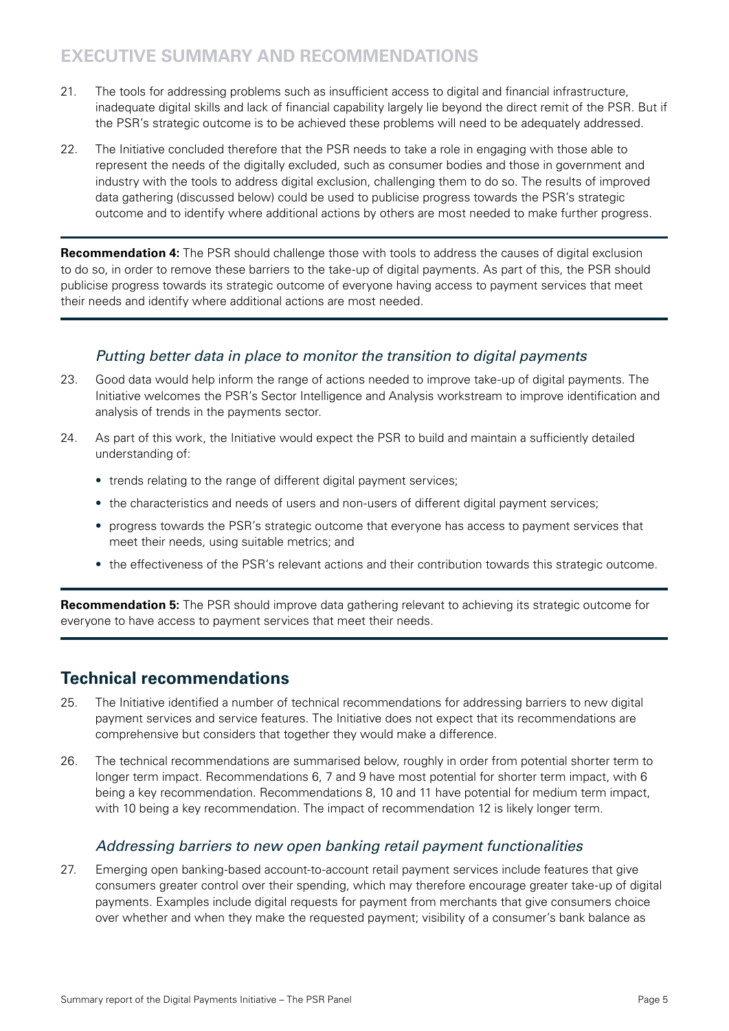21. The tools for addressing problems such as insufficient access to digital and financial infrastructure, inadequate digital skills and lack of financial capability largely lie beyond the direct remit of the PSR. But if the PSR's strategic outcome is to be achieved these problems will need to be adequately addressed.

22. The Initiative concluded therefore that the PSR needs to take a role in engaging with those able to represent the needs of the digitally excluded, such as consumer bodies and those in government and industry with the tools to address digital exclusion, challenging them to do so. The results of improved data gathering (discussed below) could be used to publicise progress towards the PSR's strategic outcome and to identify where additional actions by others are most needed to make further progress.

---

**Recommendation 4:** The PSR should challenge those with tools to address the causes of digital exclusion to do so, in order to remove these barriers to the take-up of digital payments. As part of this, the PSR should publicise progress towards its strategic outcome of everyone having access to payment services that meet their needs and identify where additional actions are most needed.

---

### *Putting better data in place to monitor the transition to digital payments*

23. Good data would help inform the range of actions needed to improve take-up of digital payments. The Initiative welcomes the PSR's Sector Intelligence and Analysis workstream to improve identification and analysis of trends in the payments sector.

24. As part of this work, the Initiative would expect the PSR to build and maintain a sufficiently detailed understanding of:
    - trends relating to the range of different digital payment services;
    - the characteristics and needs of users and non-users of different digital payment services;
    - progress towards the PSR's strategic outcome that everyone has access to payment services that meet their needs, using suitable metrics; and
    - the effectiveness of the PSR's relevant actions and their contribution towards this strategic outcome.

---

**Recommendation 5:** The PSR should improve data gathering relevant to achieving its strategic outcome for everyone to have access to payment services that meet their needs.

---

## Technical recommendations

25. The Initiative identified a number of technical recommendations for addressing barriers to new digital payment services and service features. The Initiative does not expect that its recommendations are comprehensive but considers that together they would make a difference.

26. The technical recommendations are summarised below, roughly in order from potential shorter term to longer term impact. Recommendations 6, 7 and 9 have most potential for shorter term impact, with 6 being a key recommendation. Recommendations 8, 10 and 11 have potential for medium term impact, with 10 being a key recommendation. The impact of recommendation 12 is likely longer term.

### *Addressing barriers to new open banking retail payment functionalities*

27. Emerging open banking-based account-to-account retail payment services include features that give consumers greater control over their spending, which may therefore encourage greater take-up of digital payments. Examples include digital requests for payment from merchants that give consumers choice over whether and when they make the requested payment; visibility of a consumer's bank balance as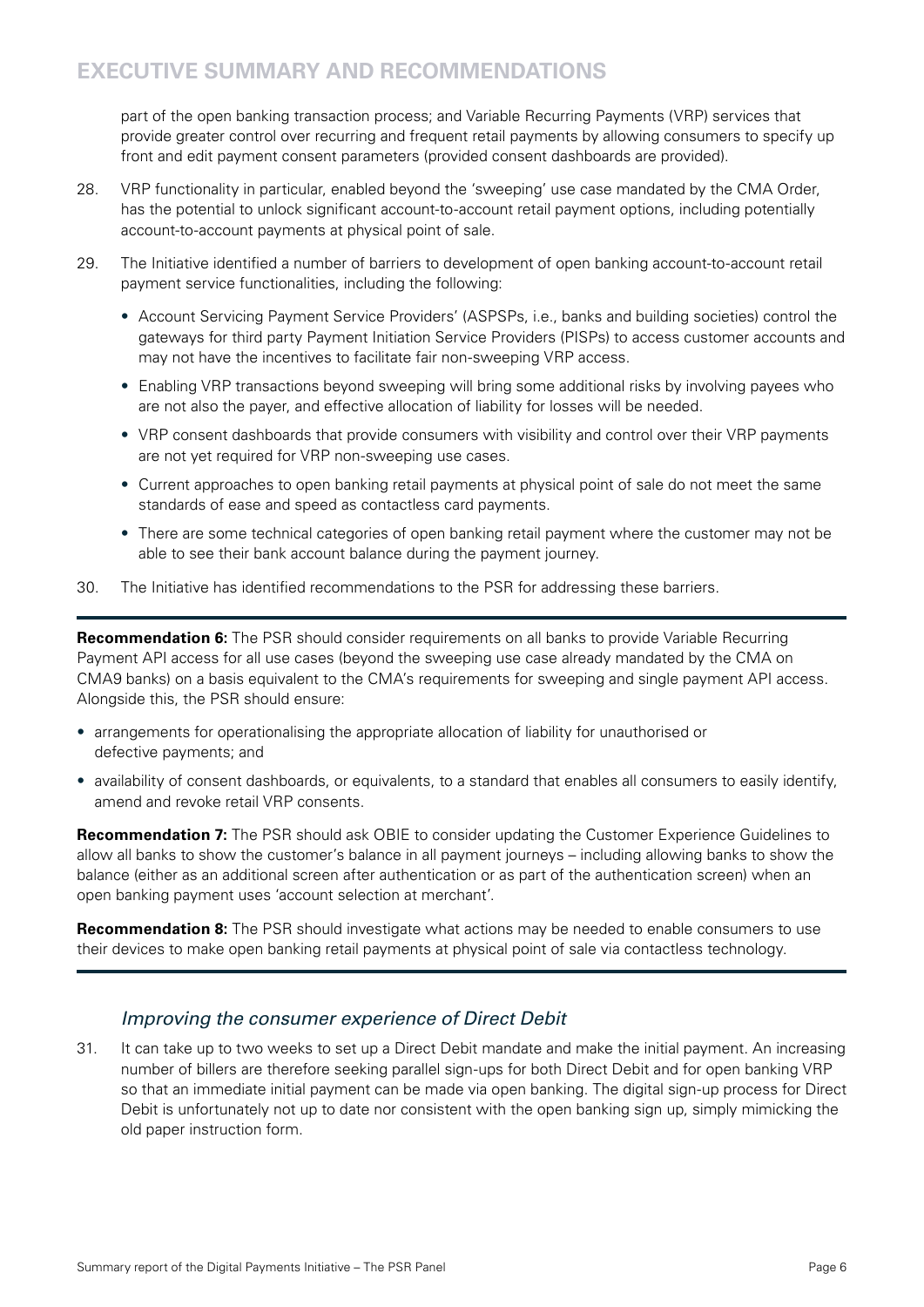part of the open banking transaction process; and Variable Recurring Payments (VRP) services that provide greater control over recurring and frequent retail payments by allowing consumers to specify up front and edit payment consent parameters (provided consent dashboards are provided).

28. VRP functionality in particular, enabled beyond the 'sweeping' use case mandated by the CMA Order, has the potential to unlock significant account-to-account retail payment options, including potentially account-to-account payments at physical point of sale.

29. The Initiative identified a number of barriers to development of open banking account-to-account retail payment service functionalities, including the following:

   - Account Servicing Payment Service Providers' (ASPSPs, i.e., banks and building societies) control the gateways for third party Payment Initiation Service Providers (PISPs) to access customer accounts and may not have the incentives to facilitate fair non-sweeping VRP access.
   - Enabling VRP transactions beyond sweeping will bring some additional risks by involving payees who are not also the payer, and effective allocation of liability for losses will be needed.
   - VRP consent dashboards that provide consumers with visibility and control over their VRP payments are not yet required for VRP non-sweeping use cases.
   - Current approaches to open banking retail payments at physical point of sale do not meet the same standards of ease and speed as contactless card payments.
   - There are some technical categories of open banking retail payment where the customer may not be able to see their bank account balance during the payment journey.

30. The Initiative has identified recommendations to the PSR for addressing these barriers.

---

**Recommendation 6:** The PSR should consider requirements on all banks to provide Variable Recurring Payment API access for all use cases (beyond the sweeping use case already mandated by the CMA on CMA9 banks) on a basis equivalent to the CMA's requirements for sweeping and single payment API access. Alongside this, the PSR should ensure:

- arrangements for operationalising the appropriate allocation of liability for unauthorised or defective payments; and
- availability of consent dashboards, or equivalents, to a standard that enables all consumers to easily identify, amend and revoke retail VRP consents.

**Recommendation 7:** The PSR should ask OBIE to consider updating the Customer Experience Guidelines to allow all banks to show the customer's balance in all payment journeys – including allowing banks to show the balance (either as an additional screen after authentication or as part of the authentication screen) when an open banking payment uses 'account selection at merchant'.

**Recommendation 8:** The PSR should investigate what actions may be needed to enable consumers to use their devices to make open banking retail payments at physical point of sale via contactless technology.

---

### *Improving the consumer experience of Direct Debit*

31. It can take up to two weeks to set up a Direct Debit mandate and make the initial payment. An increasing number of billers are therefore seeking parallel sign-ups for both Direct Debit and for open banking VRP so that an immediate initial payment can be made via open banking. The digital sign-up process for Direct Debit is unfortunately not up to date nor consistent with the open banking sign up, simply mimicking the old paper instruction form.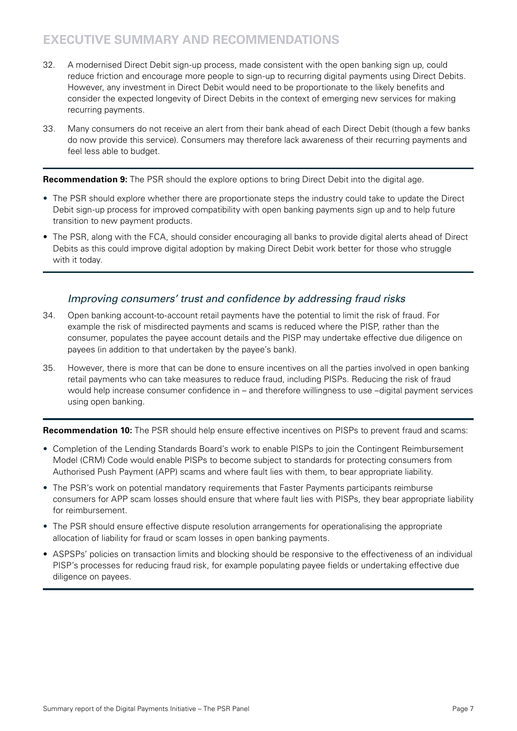# EXECUTIVE SUMMARY AND RECOMMENDATIONS

32. A modernised Direct Debit sign-up process, made consistent with the open banking sign up, could reduce friction and encourage more people to sign-up to recurring digital payments using Direct Debits. However, any investment in Direct Debit would need to be proportionate to the likely benefits and consider the expected longevity of Direct Debits in the context of emerging new services for making recurring payments.

33. Many consumers do not receive an alert from their bank ahead of each Direct Debit (though a few banks do now provide this service). Consumers may therefore lack awareness of their recurring payments and feel less able to budget.

---

**Recommendation 9:** The PSR should the explore options to bring Direct Debit into the digital age.

- The PSR should explore whether there are proportionate steps the industry could take to update the Direct Debit sign-up process for improved compatibility with open banking payments sign up and to help future transition to new payment products.
- The PSR, along with the FCA, should consider encouraging all banks to provide digital alerts ahead of Direct Debits as this could improve digital adoption by making Direct Debit work better for those who struggle with it today.

---

### *Improving consumers' trust and confidence by addressing fraud risks*

34. Open banking account-to-account retail payments have the potential to limit the risk of fraud. For example the risk of misdirected payments and scams is reduced where the PISP, rather than the consumer, populates the payee account details and the PISP may undertake effective due diligence on payees (in addition to that undertaken by the payee's bank).

35. However, there is more that can be done to ensure incentives on all the parties involved in open banking retail payments who can take measures to reduce fraud, including PISPs. Reducing the risk of fraud would help increase consumer confidence in – and therefore willingness to use –digital payment services using open banking.

---

**Recommendation 10:** The PSR should help ensure effective incentives on PISPs to prevent fraud and scams:

- Completion of the Lending Standards Board's work to enable PISPs to join the Contingent Reimbursement Model (CRM) Code would enable PISPs to become subject to standards for protecting consumers from Authorised Push Payment (APP) scams and where fault lies with them, to bear appropriate liability.
- The PSR's work on potential mandatory requirements that Faster Payments participants reimburse consumers for APP scam losses should ensure that where fault lies with PISPs, they bear appropriate liability for reimbursement.
- The PSR should ensure effective dispute resolution arrangements for operationalising the appropriate allocation of liability for fraud or scam losses in open banking payments.
- ASPSPs' policies on transaction limits and blocking should be responsive to the effectiveness of an individual PISP's processes for reducing fraud risk, for example populating payee fields or undertaking effective due diligence on payees.

---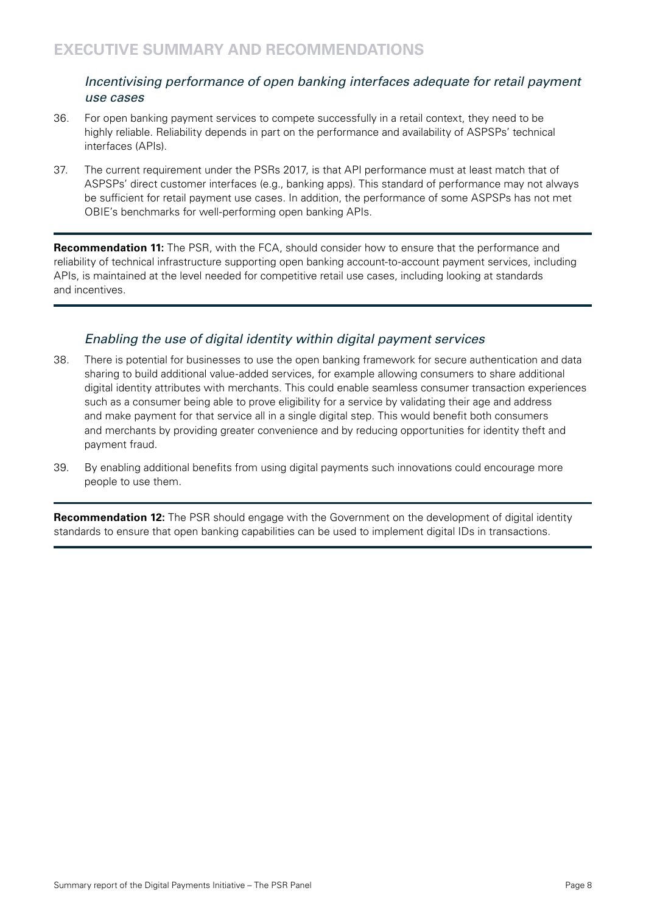## EXECUTIVE SUMMARY AND RECOMMENDATIONS

### *Incentivising performance of open banking interfaces adequate for retail payment use cases*

36. For open banking payment services to compete successfully in a retail context, they need to be highly reliable. Reliability depends in part on the performance and availability of ASPSPs' technical interfaces (APIs).

37. The current requirement under the PSRs 2017, is that API performance must at least match that of ASPSPs' direct customer interfaces (e.g., banking apps). This standard of performance may not always be sufficient for retail payment use cases. In addition, the performance of some ASPSPs has not met OBIE's benchmarks for well-performing open banking APIs.

**Recommendation 11:** The PSR, with the FCA, should consider how to ensure that the performance and reliability of technical infrastructure supporting open banking account-to-account payment services, including APIs, is maintained at the level needed for competitive retail use cases, including looking at standards and incentives.

### *Enabling the use of digital identity within digital payment services*

38. There is potential for businesses to use the open banking framework for secure authentication and data sharing to build additional value-added services, for example allowing consumers to share additional digital identity attributes with merchants. This could enable seamless consumer transaction experiences such as a consumer being able to prove eligibility for a service by validating their age and address and make payment for that service all in a single digital step. This would benefit both consumers and merchants by providing greater convenience and by reducing opportunities for identity theft and payment fraud.

39. By enabling additional benefits from using digital payments such innovations could encourage more people to use them.

**Recommendation 12:** The PSR should engage with the Government on the development of digital identity standards to ensure that open banking capabilities can be used to implement digital IDs in transactions.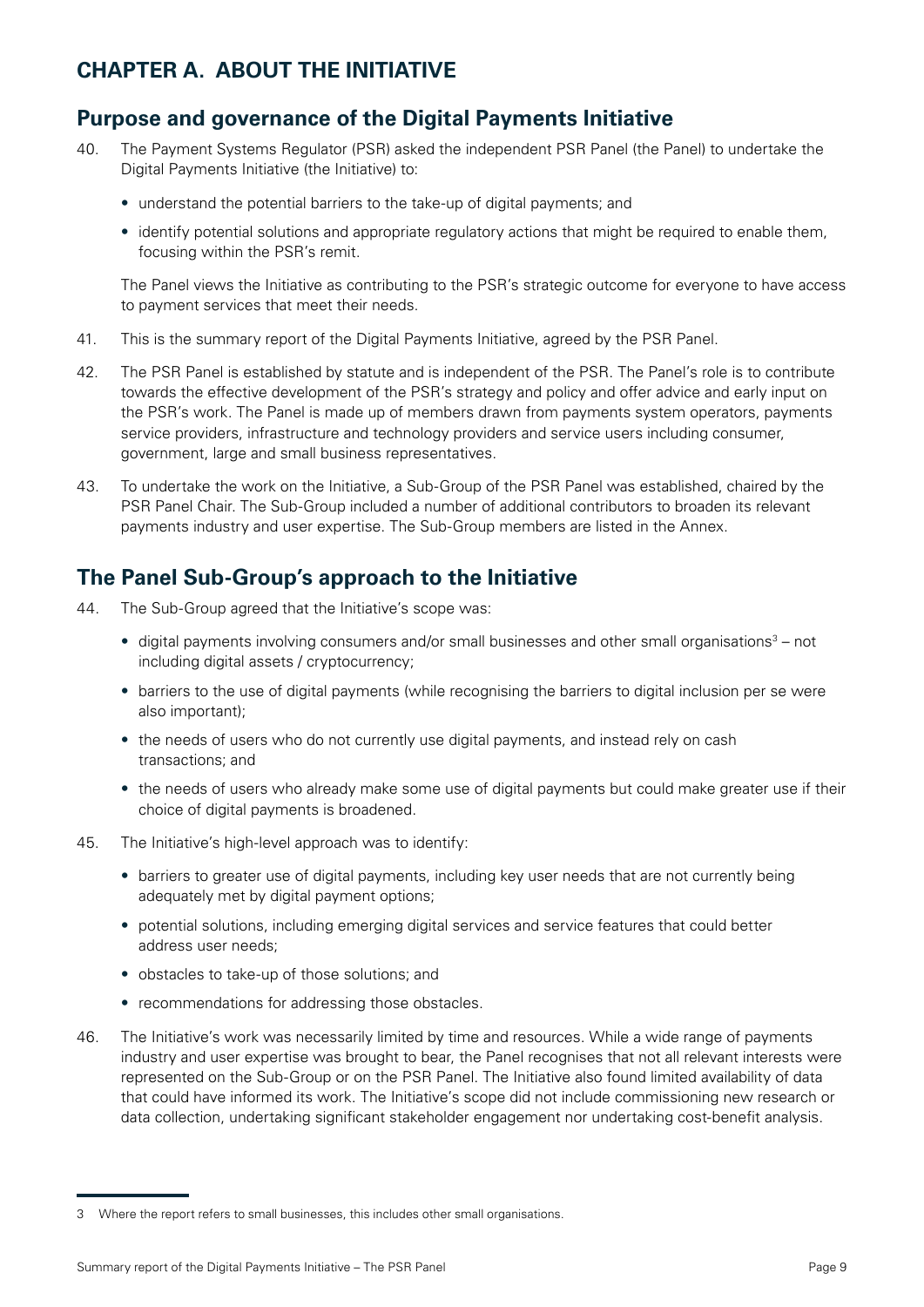# CHAPTER A. ABOUT THE INITIATIVE

## Purpose and governance of the Digital Payments Initiative

40. The Payment Systems Regulator (PSR) asked the independent PSR Panel (the Panel) to undertake the Digital Payments Initiative (the Initiative) to:

    - understand the potential barriers to the take-up of digital payments; and
    - identify potential solutions and appropriate regulatory actions that might be required to enable them, focusing within the PSR's remit.

    The Panel views the Initiative as contributing to the PSR's strategic outcome for everyone to have access to payment services that meet their needs.

41. This is the summary report of the Digital Payments Initiative, agreed by the PSR Panel.

42. The PSR Panel is established by statute and is independent of the PSR. The Panel's role is to contribute towards the effective development of the PSR's strategy and policy and offer advice and early input on the PSR's work. The Panel is made up of members drawn from payments system operators, payments service providers, infrastructure and technology providers and service users including consumer, government, large and small business representatives.

43. To undertake the work on the Initiative, a Sub-Group of the PSR Panel was established, chaired by the PSR Panel Chair. The Sub-Group included a number of additional contributors to broaden its relevant payments industry and user expertise. The Sub-Group members are listed in the Annex.

## The Panel Sub-Group's approach to the Initiative

44. The Sub-Group agreed that the Initiative's scope was:

    - digital payments involving consumers and/or small businesses and other small organisations[3] – not including digital assets / cryptocurrency;
    - barriers to the use of digital payments (while recognising the barriers to digital inclusion per se were also important);
    - the needs of users who do not currently use digital payments, and instead rely on cash transactions; and
    - the needs of users who already make some use of digital payments but could make greater use if their choice of digital payments is broadened.

45. The Initiative's high-level approach was to identify:

    - barriers to greater use of digital payments, including key user needs that are not currently being adequately met by digital payment options;
    - potential solutions, including emerging digital services and service features that could better address user needs;
    - obstacles to take-up of those solutions; and
    - recommendations for addressing those obstacles.

46. The Initiative's work was necessarily limited by time and resources. While a wide range of payments industry and user expertise was brought to bear, the Panel recognises that not all relevant interests were represented on the Sub-Group or on the PSR Panel. The Initiative also found limited availability of data that could have informed its work. The Initiative's scope did not include commissioning new research or data collection, undertaking significant stakeholder engagement nor undertaking cost-benefit analysis.

---

3 Where the report refers to small businesses, this includes other small organisations.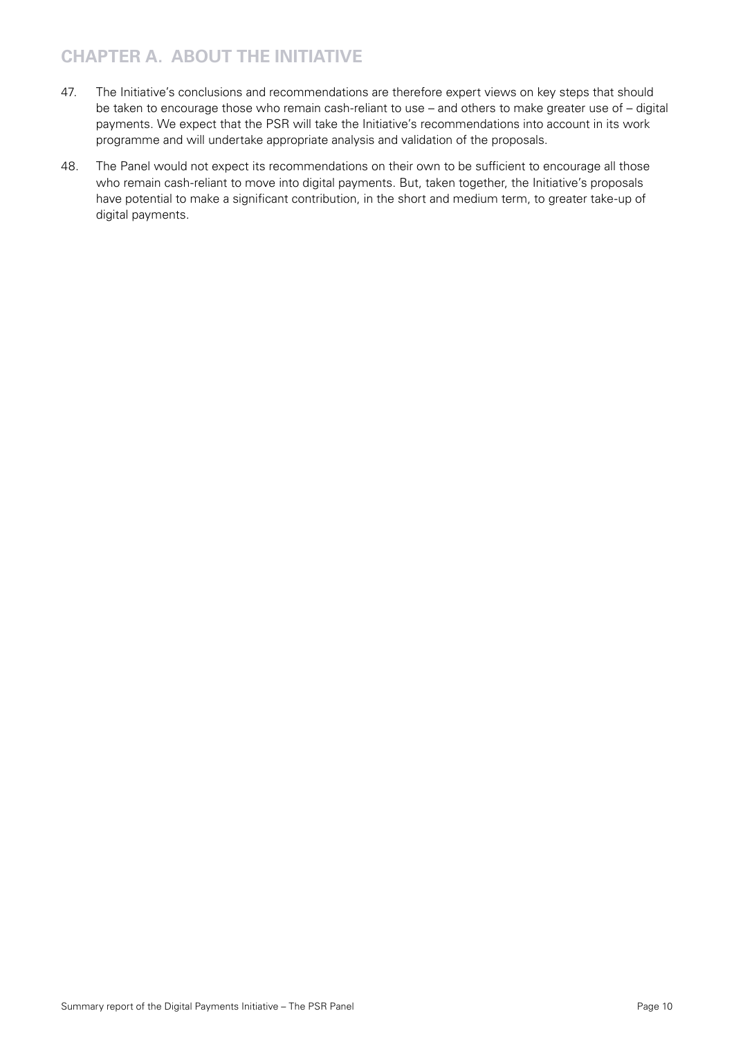47. The Initiative's conclusions and recommendations are therefore expert views on key steps that should be taken to encourage those who remain cash-reliant to use – and others to make greater use of – digital payments. We expect that the PSR will take the Initiative's recommendations into account in its work programme and will undertake appropriate analysis and validation of the proposals.

48. The Panel would not expect its recommendations on their own to be sufficient to encourage all those who remain cash-reliant to move into digital payments. But, taken together, the Initiative's proposals have potential to make a significant contribution, in the short and medium term, to greater take-up of digital payments.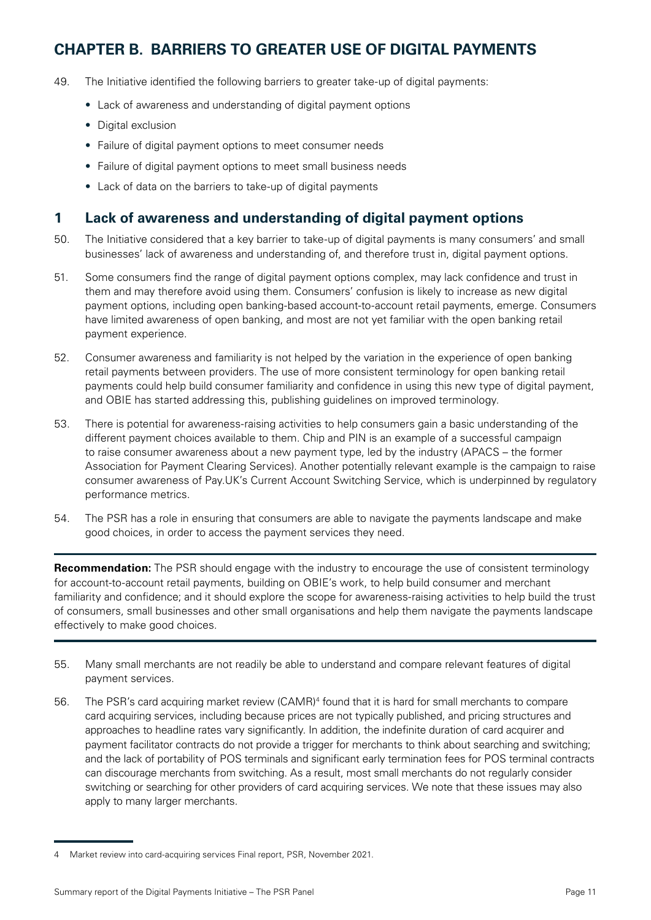# CHAPTER B. BARRIERS TO GREATER USE OF DIGITAL PAYMENTS

49. The Initiative identified the following barriers to greater take-up of digital payments:
    - Lack of awareness and understanding of digital payment options
    - Digital exclusion
    - Failure of digital payment options to meet consumer needs
    - Failure of digital payment options to meet small business needs
    - Lack of data on the barriers to take-up of digital payments

## 1 Lack of awareness and understanding of digital payment options

50. The Initiative considered that a key barrier to take-up of digital payments is many consumers' and small businesses' lack of awareness and understanding of, and therefore trust in, digital payment options.

51. Some consumers find the range of digital payment options complex, may lack confidence and trust in them and may therefore avoid using them. Consumers' confusion is likely to increase as new digital payment options, including open banking-based account-to-account retail payments, emerge. Consumers have limited awareness of open banking, and most are not yet familiar with the open banking retail payment experience.

52. Consumer awareness and familiarity is not helped by the variation in the experience of open banking retail payments between providers. The use of more consistent terminology for open banking retail payments could help build consumer familiarity and confidence in using this new type of digital payment, and OBIE has started addressing this, publishing guidelines on improved terminology.

53. There is potential for awareness-raising activities to help consumers gain a basic understanding of the different payment choices available to them. Chip and PIN is an example of a successful campaign to raise consumer awareness about a new payment type, led by the industry (APACS – the former Association for Payment Clearing Services). Another potentially relevant example is the campaign to raise consumer awareness of Pay.UK's Current Account Switching Service, which is underpinned by regulatory performance metrics.

54. The PSR has a role in ensuring that consumers are able to navigate the payments landscape and make good choices, in order to access the payment services they need.

---

**Recommendation:** The PSR should engage with the industry to encourage the use of consistent terminology for account-to-account retail payments, building on OBIE's work, to help build consumer and merchant familiarity and confidence; and it should explore the scope for awareness-raising activities to help build the trust of consumers, small businesses and other small organisations and help them navigate the payments landscape effectively to make good choices.

---

55. Many small merchants are not readily be able to understand and compare relevant features of digital payment services.

56. The PSR's card acquiring market review (CAMR)[4] found that it is hard for small merchants to compare card acquiring services, including because prices are not typically published, and pricing structures and approaches to headline rates vary significantly. In addition, the indefinite duration of card acquirer and payment facilitator contracts do not provide a trigger for merchants to think about searching and switching; and the lack of portability of POS terminals and significant early termination fees for POS terminal contracts can discourage merchants from switching. As a result, most small merchants do not regularly consider switching or searching for other providers of card acquiring services. We note that these issues may also apply to many larger merchants.

4 Market review into card-acquiring services Final report, PSR, November 2021.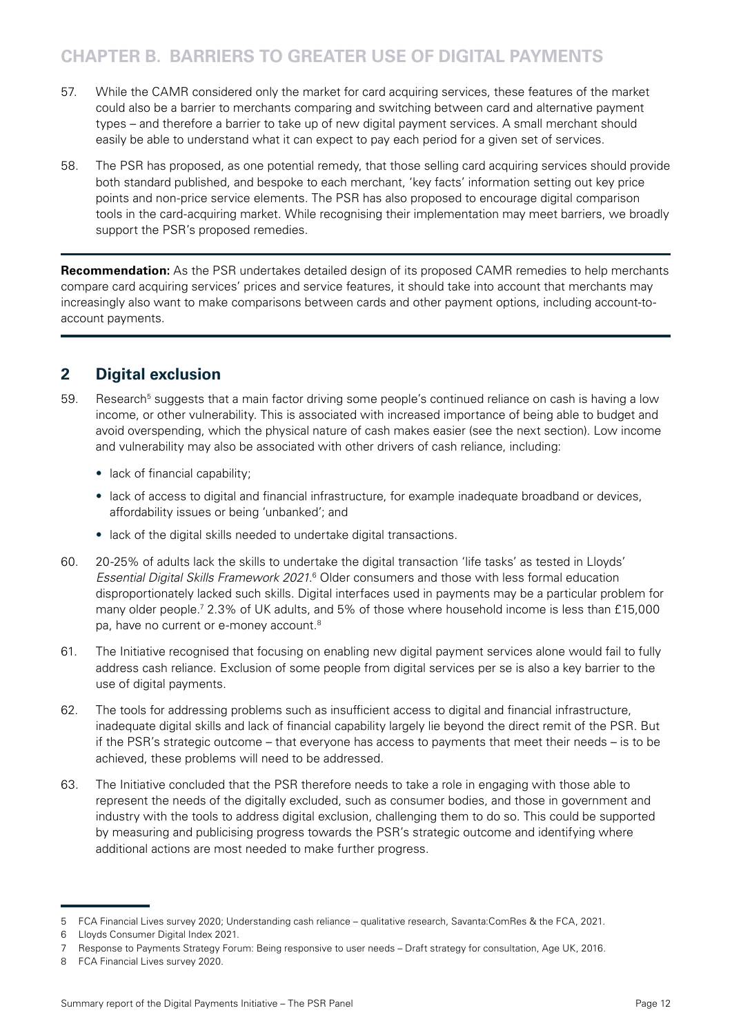57. While the CAMR considered only the market for card acquiring services, these features of the market could also be a barrier to merchants comparing and switching between card and alternative payment types – and therefore a barrier to take up of new digital payment services. A small merchant should easily be able to understand what it can expect to pay each period for a given set of services.

58. The PSR has proposed, as one potential remedy, that those selling card acquiring services should provide both standard published, and bespoke to each merchant, 'key facts' information setting out key price points and non-price service elements. The PSR has also proposed to encourage digital comparison tools in the card-acquiring market. While recognising their implementation may meet barriers, we broadly support the PSR's proposed remedies.

---

**Recommendation:** As the PSR undertakes detailed design of its proposed CAMR remedies to help merchants compare card acquiring services' prices and service features, it should take into account that merchants may increasingly also want to make comparisons between cards and other payment options, including account-to-account payments.

---

## 2 Digital exclusion

59. Research[5] suggests that a main factor driving some people's continued reliance on cash is having a low income, or other vulnerability. This is associated with increased importance of being able to budget and avoid overspending, which the physical nature of cash makes easier (see the next section). Low income and vulnerability may also be associated with other drivers of cash reliance, including:

- lack of financial capability;
- lack of access to digital and financial infrastructure, for example inadequate broadband or devices, affordability issues or being 'unbanked'; and
- lack of the digital skills needed to undertake digital transactions.

60. 20-25% of adults lack the skills to undertake the digital transaction 'life tasks' as tested in Lloyds' *Essential Digital Skills Framework 2021*.[6] Older consumers and those with less formal education disproportionately lacked such skills. Digital interfaces used in payments may be a particular problem for many older people.[7] 2.3% of UK adults, and 5% of those where household income is less than £15,000 pa, have no current or e-money account.[8]

61. The Initiative recognised that focusing on enabling new digital payment services alone would fail to fully address cash reliance. Exclusion of some people from digital services per se is also a key barrier to the use of digital payments.

62. The tools for addressing problems such as insufficient access to digital and financial infrastructure, inadequate digital skills and lack of financial capability largely lie beyond the direct remit of the PSR. But if the PSR's strategic outcome – that everyone has access to payments that meet their needs – is to be achieved, these problems will need to be addressed.

63. The Initiative concluded that the PSR therefore needs to take a role in engaging with those able to represent the needs of the digitally excluded, such as consumer bodies, and those in government and industry with the tools to address digital exclusion, challenging them to do so. This could be supported by measuring and publicising progress towards the PSR's strategic outcome and identifying where additional actions are most needed to make further progress.

---

5 FCA Financial Lives survey 2020; Understanding cash reliance – qualitative research, Savanta:ComRes & the FCA, 2021.

6 Lloyds Consumer Digital Index 2021.

7 Response to Payments Strategy Forum: Being responsive to user needs – Draft strategy for consultation, Age UK, 2016.

8 FCA Financial Lives survey 2020.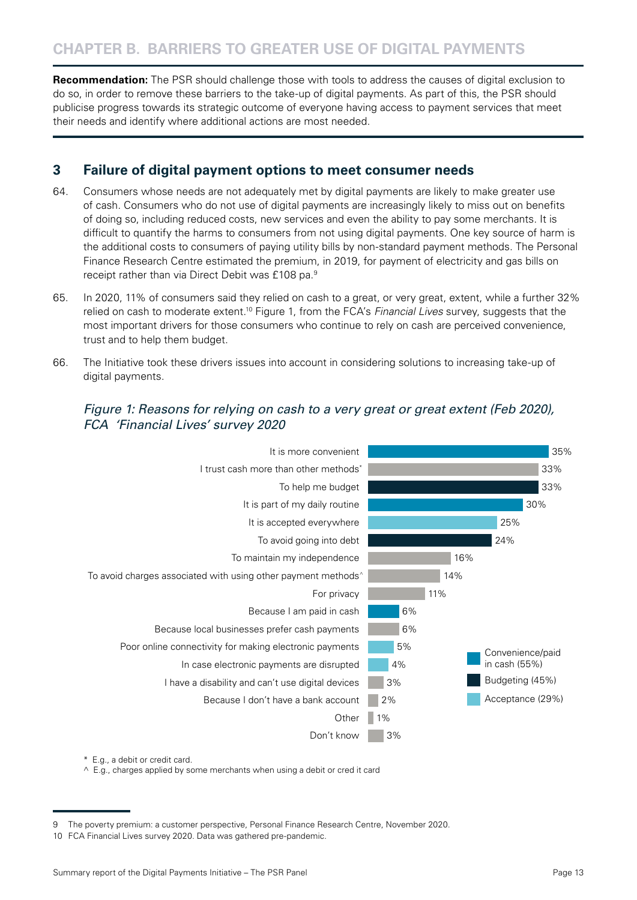## CHAPTER B. BARRIERS TO GREATER USE OF DIGITAL PAYMENTS

**Recommendation:** The PSR should challenge those with tools to address the causes of digital exclusion to do so, in order to remove these barriers to the take-up of digital payments. As part of this, the PSR should publicise progress towards its strategic outcome of everyone having access to payment services that meet their needs and identify where additional actions are most needed.

### 3 Failure of digital payment options to meet consumer needs

64. Consumers whose needs are not adequately met by digital payments are likely to make greater use of cash. Consumers who do not use of digital payments are increasingly likely to miss out on benefits of doing so, including reduced costs, new services and even the ability to pay some merchants. It is difficult to quantify the harms to consumers from not using digital payments. One key source of harm is the additional costs to consumers of paying utility bills by non-standard payment methods. The Personal Finance Research Centre estimated the premium, in 2019, for payment of electricity and gas bills on receipt rather than via Direct Debit was £108 pa.[9]

65. In 2020, 11% of consumers said they relied on cash to a great, or very great, extent, while a further 32% relied on cash to moderate extent.[10] Figure 1, from the FCA's *Financial Lives* survey, suggests that the most important drivers for those consumers who continue to rely on cash are perceived convenience, trust and to help them budget.

66. The Initiative took these drivers issues into account in considering solutions to increasing take-up of digital payments.

*Figure 1: Reasons for relying on cash to a very great or great extent (Feb 2020), FCA 'Financial Lives' survey 2020*

| Reason | % |
|---|---|
| It is more convenient | 35% |
| I trust cash more than other methods* | 33% |
| To help me budget | 33% |
| It is part of my daily routine | 30% |
| It is accepted everywhere | 25% |
| To avoid going into debt | 24% |
| To maintain my independence | 16% |
| To avoid charges associated with using other payment methods^ | 14% |
| For privacy | 11% |
| Because I am paid in cash | 6% |
| Because local businesses prefer cash payments | 6% |
| Poor online connectivity for making electronic payments | 5% |
| In case electronic payments are disrupted | 4% |
| I have a disability and can't use digital devices | 3% |
| Because I don't have a bank account | 2% |
| Other | 1% |
| Don't know | 3% |

Legend: Convenience/paid in cash (55%); Budgeting (45%); Acceptance (29%)

\* E.g., a debit or credit card.

^ E.g., charges applied by some merchants when using a debit or cred it card

9 The poverty premium: a customer perspective, Personal Finance Research Centre, November 2020.

10 FCA Financial Lives survey 2020. Data was gathered pre-pandemic.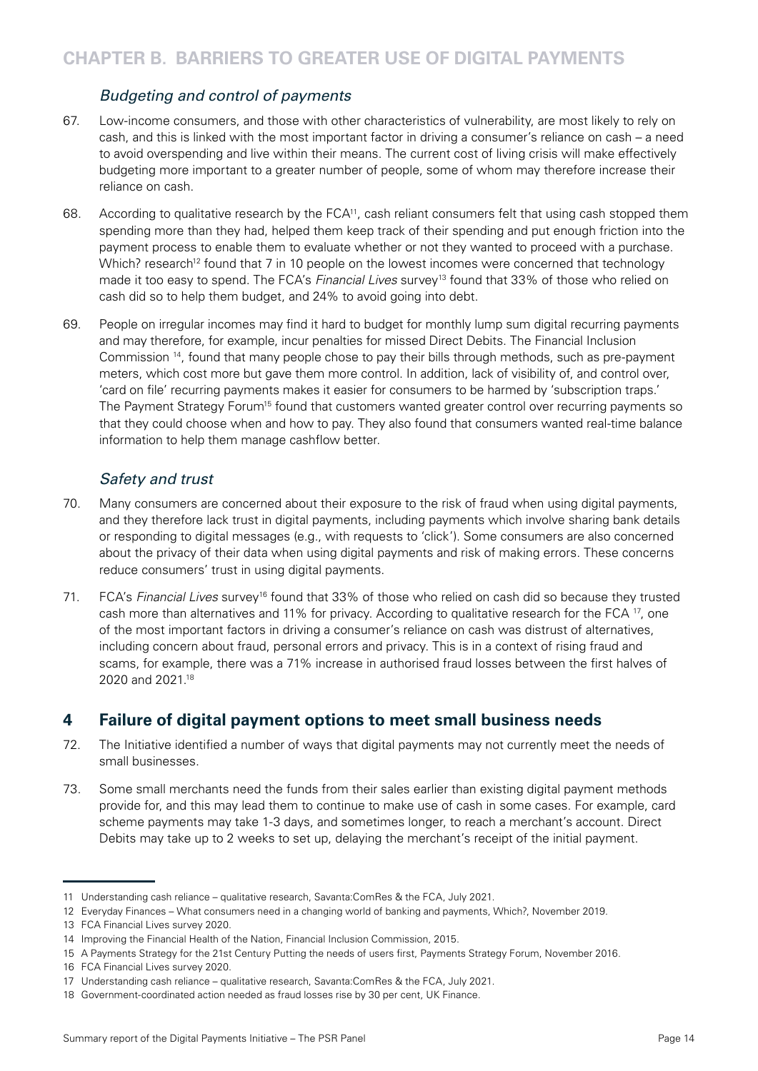### *Budgeting and control of payments*

67. Low-income consumers, and those with other characteristics of vulnerability, are most likely to rely on cash, and this is linked with the most important factor in driving a consumer's reliance on cash – a need to avoid overspending and live within their means. The current cost of living crisis will make effectively budgeting more important to a greater number of people, some of whom may therefore increase their reliance on cash.

68. According to qualitative research by the FCA[11], cash reliant consumers felt that using cash stopped them spending more than they had, helped them keep track of their spending and put enough friction into the payment process to enable them to evaluate whether or not they wanted to proceed with a purchase. Which? research[12] found that 7 in 10 people on the lowest incomes were concerned that technology made it too easy to spend. The FCA's *Financial Lives* survey[13] found that 33% of those who relied on cash did so to help them budget, and 24% to avoid going into debt.

69. People on irregular incomes may find it hard to budget for monthly lump sum digital recurring payments and may therefore, for example, incur penalties for missed Direct Debits. The Financial Inclusion Commission [14], found that many people chose to pay their bills through methods, such as pre-payment meters, which cost more but gave them more control. In addition, lack of visibility of, and control over, 'card on file' recurring payments makes it easier for consumers to be harmed by 'subscription traps.' The Payment Strategy Forum[15] found that customers wanted greater control over recurring payments so that they could choose when and how to pay. They also found that consumers wanted real-time balance information to help them manage cashflow better.

### *Safety and trust*

70. Many consumers are concerned about their exposure to the risk of fraud when using digital payments, and they therefore lack trust in digital payments, including payments which involve sharing bank details or responding to digital messages (e.g., with requests to 'click'). Some consumers are also concerned about the privacy of their data when using digital payments and risk of making errors. These concerns reduce consumers' trust in using digital payments.

71. FCA's *Financial Lives* survey[16] found that 33% of those who relied on cash did so because they trusted cash more than alternatives and 11% for privacy. According to qualitative research for the FCA [17], one of the most important factors in driving a consumer's reliance on cash was distrust of alternatives, including concern about fraud, personal errors and privacy. This is in a context of rising fraud and scams, for example, there was a 71% increase in authorised fraud losses between the first halves of 2020 and 2021.[18]

## 4 Failure of digital payment options to meet small business needs

72. The Initiative identified a number of ways that digital payments may not currently meet the needs of small businesses.

73. Some small merchants need the funds from their sales earlier than existing digital payment methods provide for, and this may lead them to continue to make use of cash in some cases. For example, card scheme payments may take 1-3 days, and sometimes longer, to reach a merchant's account. Direct Debits may take up to 2 weeks to set up, delaying the merchant's receipt of the initial payment.

---

11 Understanding cash reliance – qualitative research, Savanta:ComRes & the FCA, July 2021.

12 Everyday Finances – What consumers need in a changing world of banking and payments, Which?, November 2019.

13 FCA Financial Lives survey 2020.

14 Improving the Financial Health of the Nation, Financial Inclusion Commission, 2015.

15 A Payments Strategy for the 21st Century Putting the needs of users first, Payments Strategy Forum, November 2016.

16 FCA Financial Lives survey 2020.

17 Understanding cash reliance – qualitative research, Savanta:ComRes & the FCA, July 2021.

18 Government-coordinated action needed as fraud losses rise by 30 per cent, UK Finance.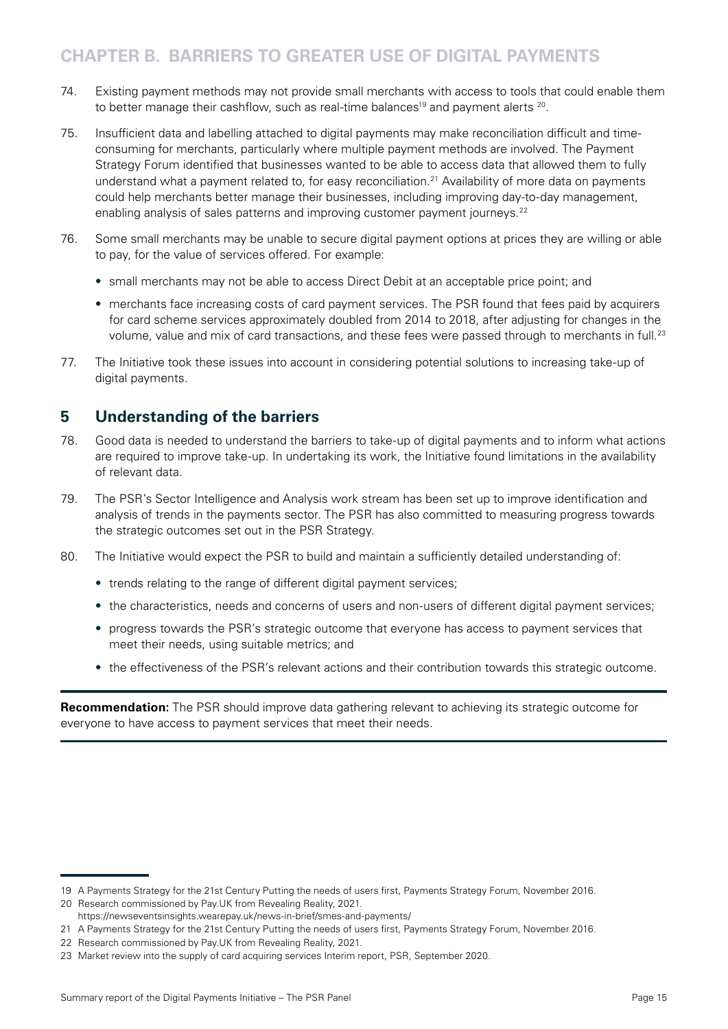74. Existing payment methods may not provide small merchants with access to tools that could enable them to better manage their cashflow, such as real-time balances[19] and payment alerts [20].

75. Insufficient data and labelling attached to digital payments may make reconciliation difficult and time-consuming for merchants, particularly where multiple payment methods are involved. The Payment Strategy Forum identified that businesses wanted to be able to access data that allowed them to fully understand what a payment related to, for easy reconciliation.[21] Availability of more data on payments could help merchants better manage their businesses, including improving day-to-day management, enabling analysis of sales patterns and improving customer payment journeys.[22]

76. Some small merchants may be unable to secure digital payment options at prices they are willing or able to pay, for the value of services offered. For example:

    - small merchants may not be able to access Direct Debit at an acceptable price point; and
    - merchants face increasing costs of card payment services. The PSR found that fees paid by acquirers for card scheme services approximately doubled from 2014 to 2018, after adjusting for changes in the volume, value and mix of card transactions, and these fees were passed through to merchants in full.[23]

77. The Initiative took these issues into account in considering potential solutions to increasing take-up of digital payments.

## 5 Understanding of the barriers

78. Good data is needed to understand the barriers to take-up of digital payments and to inform what actions are required to improve take-up. In undertaking its work, the Initiative found limitations in the availability of relevant data.

79. The PSR's Sector Intelligence and Analysis work stream has been set up to improve identification and analysis of trends in the payments sector. The PSR has also committed to measuring progress towards the strategic outcomes set out in the PSR Strategy.

80. The Initiative would expect the PSR to build and maintain a sufficiently detailed understanding of:

    - trends relating to the range of different digital payment services;
    - the characteristics, needs and concerns of users and non-users of different digital payment services;
    - progress towards the PSR's strategic outcome that everyone has access to payment services that meet their needs, using suitable metrics; and
    - the effectiveness of the PSR's relevant actions and their contribution towards this strategic outcome.

---

**Recommendation:** The PSR should improve data gathering relevant to achieving its strategic outcome for everyone to have access to payment services that meet their needs.

---

19 A Payments Strategy for the 21st Century Putting the needs of users first, Payments Strategy Forum, November 2016.

20 Research commissioned by Pay.UK from Revealing Reality, 2021.
https://newseventsinsights.wearepay.uk/news-in-brief/smes-and-payments/

21 A Payments Strategy for the 21st Century Putting the needs of users first, Payments Strategy Forum, November 2016.

22 Research commissioned by Pay.UK from Revealing Reality, 2021.

23 Market review into the supply of card acquiring services Interim report, PSR, September 2020.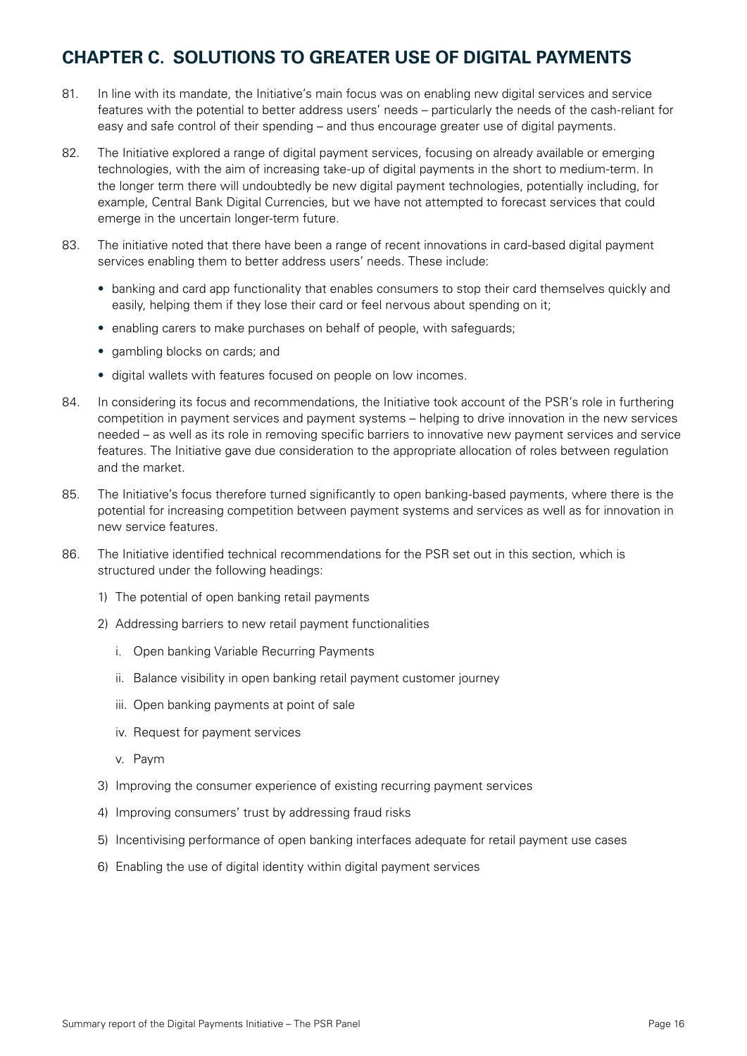# CHAPTER C. SOLUTIONS TO GREATER USE OF DIGITAL PAYMENTS

81. In line with its mandate, the Initiative's main focus was on enabling new digital services and service features with the potential to better address users' needs – particularly the needs of the cash-reliant for easy and safe control of their spending – and thus encourage greater use of digital payments.

82. The Initiative explored a range of digital payment services, focusing on already available or emerging technologies, with the aim of increasing take-up of digital payments in the short to medium-term. In the longer term there will undoubtedly be new digital payment technologies, potentially including, for example, Central Bank Digital Currencies, but we have not attempted to forecast services that could emerge in the uncertain longer-term future.

83. The initiative noted that there have been a range of recent innovations in card-based digital payment services enabling them to better address users' needs. These include:

   - banking and card app functionality that enables consumers to stop their card themselves quickly and easily, helping them if they lose their card or feel nervous about spending on it;
   - enabling carers to make purchases on behalf of people, with safeguards;
   - gambling blocks on cards; and
   - digital wallets with features focused on people on low incomes.

84. In considering its focus and recommendations, the Initiative took account of the PSR's role in furthering competition in payment services and payment systems – helping to drive innovation in the new services needed – as well as its role in removing specific barriers to innovative new payment services and service features. The Initiative gave due consideration to the appropriate allocation of roles between regulation and the market.

85. The Initiative's focus therefore turned significantly to open banking-based payments, where there is the potential for increasing competition between payment systems and services as well as for innovation in new service features.

86. The Initiative identified technical recommendations for the PSR set out in this section, which is structured under the following headings:

   1) The potential of open banking retail payments
   2) Addressing barriers to new retail payment functionalities
      i. Open banking Variable Recurring Payments
      ii. Balance visibility in open banking retail payment customer journey
      iii. Open banking payments at point of sale
      iv. Request for payment services
      v. Paym
   3) Improving the consumer experience of existing recurring payment services
   4) Improving consumers' trust by addressing fraud risks
   5) Incentivising performance of open banking interfaces adequate for retail payment use cases
   6) Enabling the use of digital identity within digital payment services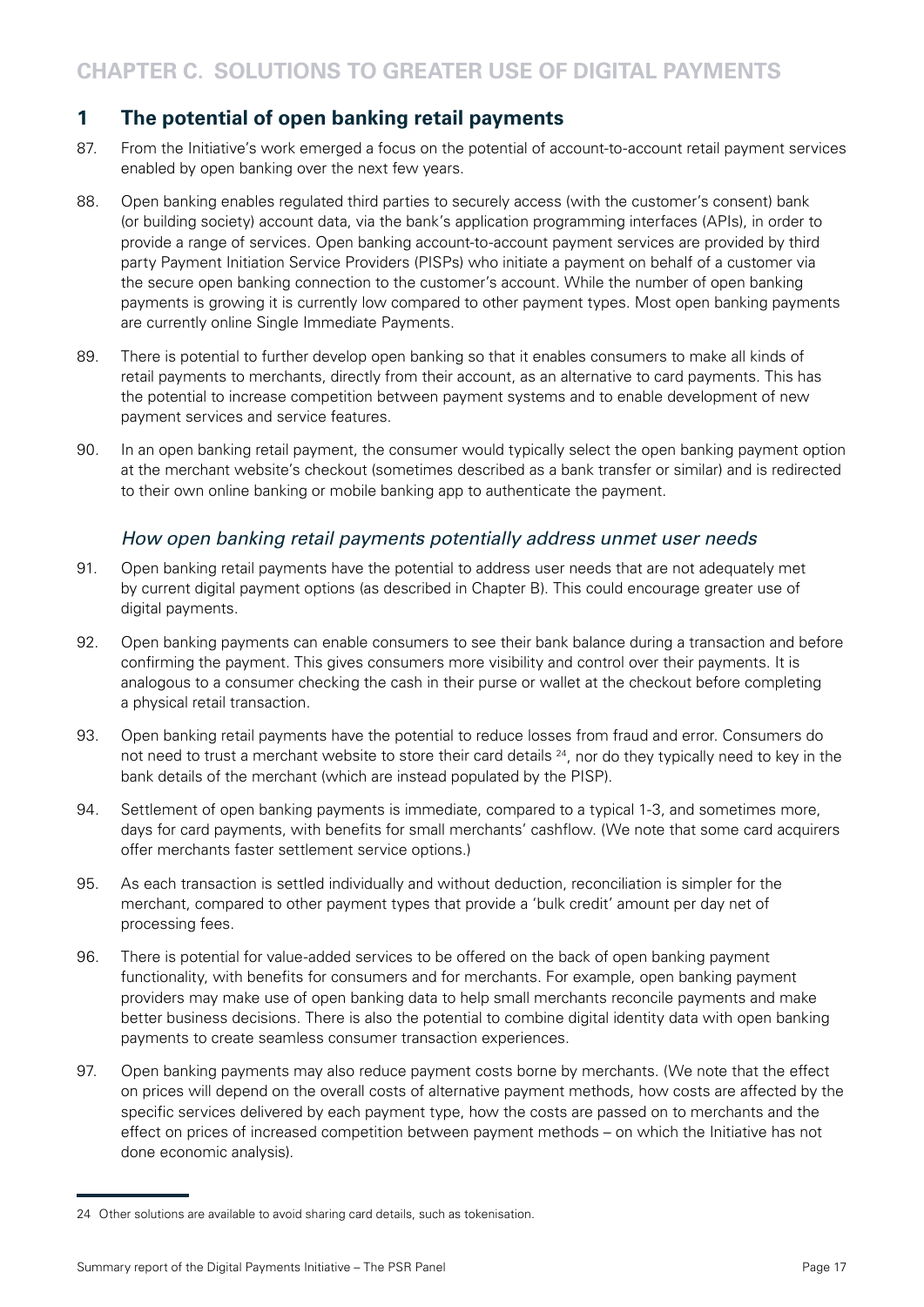# CHAPTER C. SOLUTIONS TO GREATER USE OF DIGITAL PAYMENTS

## 1 The potential of open banking retail payments

87. From the Initiative's work emerged a focus on the potential of account-to-account retail payment services enabled by open banking over the next few years.

88. Open banking enables regulated third parties to securely access (with the customer's consent) bank (or building society) account data, via the bank's application programming interfaces (APIs), in order to provide a range of services. Open banking account-to-account payment services are provided by third party Payment Initiation Service Providers (PISPs) who initiate a payment on behalf of a customer via the secure open banking connection to the customer's account. While the number of open banking payments is growing it is currently low compared to other payment types. Most open banking payments are currently online Single Immediate Payments.

89. There is potential to further develop open banking so that it enables consumers to make all kinds of retail payments to merchants, directly from their account, as an alternative to card payments. This has the potential to increase competition between payment systems and to enable development of new payment services and service features.

90. In an open banking retail payment, the consumer would typically select the open banking payment option at the merchant website's checkout (sometimes described as a bank transfer or similar) and is redirected to their own online banking or mobile banking app to authenticate the payment.

### *How open banking retail payments potentially address unmet user needs*

91. Open banking retail payments have the potential to address user needs that are not adequately met by current digital payment options (as described in Chapter B). This could encourage greater use of digital payments.

92. Open banking payments can enable consumers to see their bank balance during a transaction and before confirming the payment. This gives consumers more visibility and control over their payments. It is analogous to a consumer checking the cash in their purse or wallet at the checkout before completing a physical retail transaction.

93. Open banking retail payments have the potential to reduce losses from fraud and error. Consumers do not need to trust a merchant website to store their card details [24], nor do they typically need to key in the bank details of the merchant (which are instead populated by the PISP).

94. Settlement of open banking payments is immediate, compared to a typical 1-3, and sometimes more, days for card payments, with benefits for small merchants' cashflow. (We note that some card acquirers offer merchants faster settlement service options.)

95. As each transaction is settled individually and without deduction, reconciliation is simpler for the merchant, compared to other payment types that provide a 'bulk credit' amount per day net of processing fees.

96. There is potential for value-added services to be offered on the back of open banking payment functionality, with benefits for consumers and for merchants. For example, open banking payment providers may make use of open banking data to help small merchants reconcile payments and make better business decisions. There is also the potential to combine digital identity data with open banking payments to create seamless consumer transaction experiences.

97. Open banking payments may also reduce payment costs borne by merchants. (We note that the effect on prices will depend on the overall costs of alternative payment methods, how costs are affected by the specific services delivered by each payment type, how the costs are passed on to merchants and the effect on prices of increased competition between payment methods – on which the Initiative has not done economic analysis).

---

24 Other solutions are available to avoid sharing card details, such as tokenisation.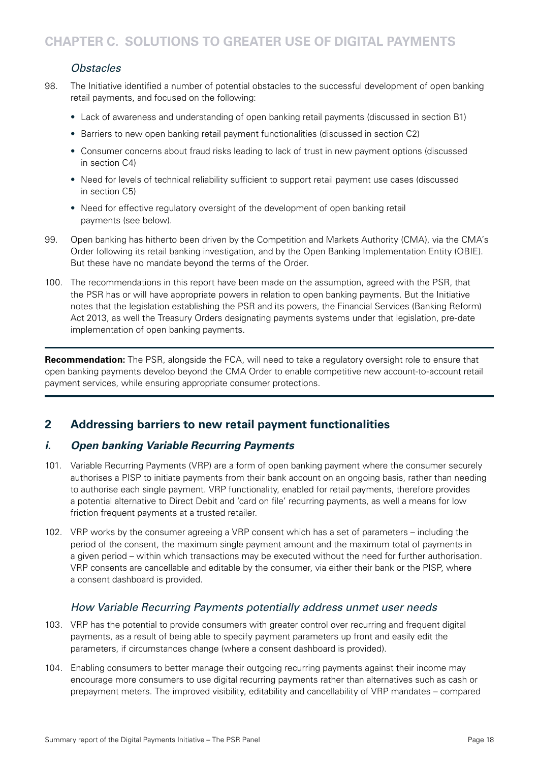*Obstacles*

98. The Initiative identified a number of potential obstacles to the successful development of open banking retail payments, and focused on the following:

    - Lack of awareness and understanding of open banking retail payments (discussed in section B1)
    - Barriers to new open banking retail payment functionalities (discussed in section C2)
    - Consumer concerns about fraud risks leading to lack of trust in new payment options (discussed in section C4)
    - Need for levels of technical reliability sufficient to support retail payment use cases (discussed in section C5)
    - Need for effective regulatory oversight of the development of open banking retail payments (see below).

99. Open banking has hitherto been driven by the Competition and Markets Authority (CMA), via the CMA's Order following its retail banking investigation, and by the Open Banking Implementation Entity (OBIE). But these have no mandate beyond the terms of the Order.

100. The recommendations in this report have been made on the assumption, agreed with the PSR, that the PSR has or will have appropriate powers in relation to open banking payments. But the Initiative notes that the legislation establishing the PSR and its powers, the Financial Services (Banking Reform) Act 2013, as well the Treasury Orders designating payments systems under that legislation, pre-date implementation of open banking payments.

---

**Recommendation:** The PSR, alongside the FCA, will need to take a regulatory oversight role to ensure that open banking payments develop beyond the CMA Order to enable competitive new account-to-account retail payment services, while ensuring appropriate consumer protections.

---

## 2 Addressing barriers to new retail payment functionalities

### *i. Open banking Variable Recurring Payments*

101. Variable Recurring Payments (VRP) are a form of open banking payment where the consumer securely authorises a PISP to initiate payments from their bank account on an ongoing basis, rather than needing to authorise each single payment. VRP functionality, enabled for retail payments, therefore provides a potential alternative to Direct Debit and 'card on file' recurring payments, as well a means for low friction frequent payments at a trusted retailer.

102. VRP works by the consumer agreeing a VRP consent which has a set of parameters – including the period of the consent, the maximum single payment amount and the maximum total of payments in a given period – within which transactions may be executed without the need for further authorisation. VRP consents are cancellable and editable by the consumer, via either their bank or the PISP, where a consent dashboard is provided.

*How Variable Recurring Payments potentially address unmet user needs*

103. VRP has the potential to provide consumers with greater control over recurring and frequent digital payments, as a result of being able to specify payment parameters up front and easily edit the parameters, if circumstances change (where a consent dashboard is provided).

104. Enabling consumers to better manage their outgoing recurring payments against their income may encourage more consumers to use digital recurring payments rather than alternatives such as cash or prepayment meters. The improved visibility, editability and cancellability of VRP mandates – compared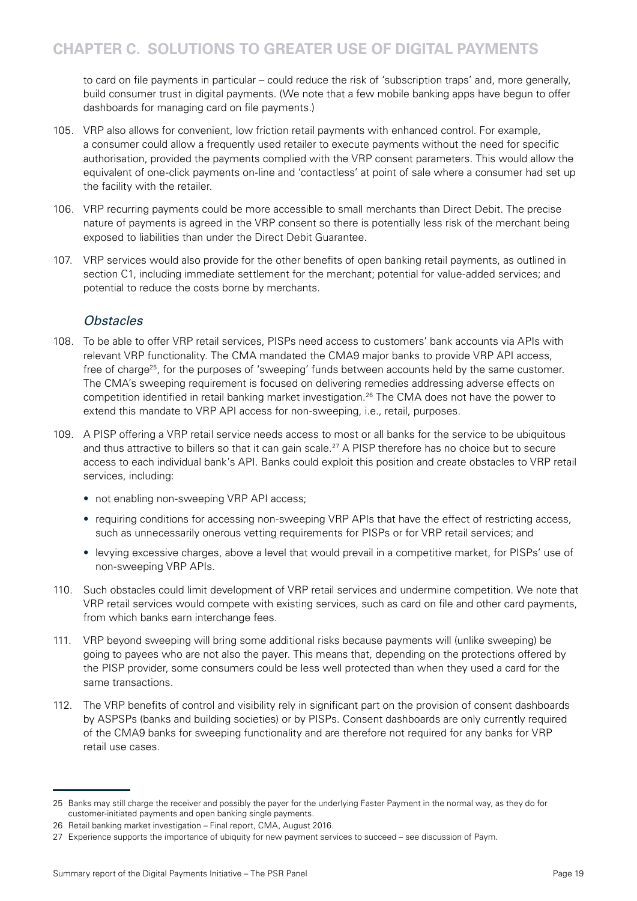to card on file payments in particular – could reduce the risk of 'subscription traps' and, more generally, build consumer trust in digital payments. (We note that a few mobile banking apps have begun to offer dashboards for managing card on file payments.)

105. VRP also allows for convenient, low friction retail payments with enhanced control. For example, a consumer could allow a frequently used retailer to execute payments without the need for specific authorisation, provided the payments complied with the VRP consent parameters. This would allow the equivalent of one-click payments on-line and 'contactless' at point of sale where a consumer had set up the facility with the retailer.

106. VRP recurring payments could be more accessible to small merchants than Direct Debit. The precise nature of payments is agreed in the VRP consent so there is potentially less risk of the merchant being exposed to liabilities than under the Direct Debit Guarantee.

107. VRP services would also provide for the other benefits of open banking retail payments, as outlined in section C1, including immediate settlement for the merchant; potential for value-added services; and potential to reduce the costs borne by merchants.

### *Obstacles*

108. To be able to offer VRP retail services, PISPs need access to customers' bank accounts via APIs with relevant VRP functionality. The CMA mandated the CMA9 major banks to provide VRP API access, free of charge[25], for the purposes of 'sweeping' funds between accounts held by the same customer. The CMA's sweeping requirement is focused on delivering remedies addressing adverse effects on competition identified in retail banking market investigation.[26] The CMA does not have the power to extend this mandate to VRP API access for non-sweeping, i.e., retail, purposes.

109. A PISP offering a VRP retail service needs access to most or all banks for the service to be ubiquitous and thus attractive to billers so that it can gain scale.[27] A PISP therefore has no choice but to secure access to each individual bank's API. Banks could exploit this position and create obstacles to VRP retail services, including:

- not enabling non-sweeping VRP API access;
- requiring conditions for accessing non-sweeping VRP APIs that have the effect of restricting access, such as unnecessarily onerous vetting requirements for PISPs or for VRP retail services; and
- levying excessive charges, above a level that would prevail in a competitive market, for PISPs' use of non-sweeping VRP APIs.

110. Such obstacles could limit development of VRP retail services and undermine competition. We note that VRP retail services would compete with existing services, such as card on file and other card payments, from which banks earn interchange fees.

111. VRP beyond sweeping will bring some additional risks because payments will (unlike sweeping) be going to payees who are not also the payer. This means that, depending on the protections offered by the PISP provider, some consumers could be less well protected than when they used a card for the same transactions.

112. The VRP benefits of control and visibility rely in significant part on the provision of consent dashboards by ASPSPs (banks and building societies) or by PISPs. Consent dashboards are only currently required of the CMA9 banks for sweeping functionality and are therefore not required for any banks for VRP retail use cases.

---

25 Banks may still charge the receiver and possibly the payer for the underlying Faster Payment in the normal way, as they do for customer-initiated payments and open banking single payments.

26 Retail banking market investigation – Final report, CMA, August 2016.

27 Experience supports the importance of ubiquity for new payment services to succeed – see discussion of Paym.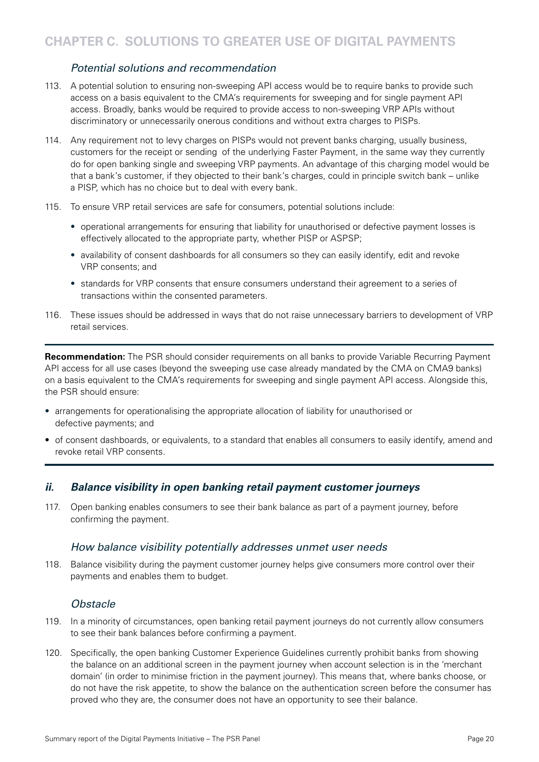### *Potential solutions and recommendation*

113. A potential solution to ensuring non-sweeping API access would be to require banks to provide such access on a basis equivalent to the CMA's requirements for sweeping and for single payment API access. Broadly, banks would be required to provide access to non-sweeping VRP APIs without discriminatory or unnecessarily onerous conditions and without extra charges to PISPs.

114. Any requirement not to levy charges on PISPs would not prevent banks charging, usually business, customers for the receipt or sending of the underlying Faster Payment, in the same way they currently do for open banking single and sweeping VRP payments. An advantage of this charging model would be that a bank's customer, if they objected to their bank's charges, could in principle switch bank – unlike a PISP, which has no choice but to deal with every bank.

115. To ensure VRP retail services are safe for consumers, potential solutions include:

    - operational arrangements for ensuring that liability for unauthorised or defective payment losses is effectively allocated to the appropriate party, whether PISP or ASPSP;
    - availability of consent dashboards for all consumers so they can easily identify, edit and revoke VRP consents; and
    - standards for VRP consents that ensure consumers understand their agreement to a series of transactions within the consented parameters.

116. These issues should be addressed in ways that do not raise unnecessary barriers to development of VRP retail services.

---

**Recommendation:** The PSR should consider requirements on all banks to provide Variable Recurring Payment API access for all use cases (beyond the sweeping use case already mandated by the CMA on CMA9 banks) on a basis equivalent to the CMA's requirements for sweeping and single payment API access. Alongside this, the PSR should ensure:

- arrangements for operationalising the appropriate allocation of liability for unauthorised or defective payments; and
- of consent dashboards, or equivalents, to a standard that enables all consumers to easily identify, amend and revoke retail VRP consents.

---

## *ii. Balance visibility in open banking retail payment customer journeys*

117. Open banking enables consumers to see their bank balance as part of a payment journey, before confirming the payment.

### *How balance visibility potentially addresses unmet user needs*

118. Balance visibility during the payment customer journey helps give consumers more control over their payments and enables them to budget.

### *Obstacle*

119. In a minority of circumstances, open banking retail payment journeys do not currently allow consumers to see their bank balances before confirming a payment.

120. Specifically, the open banking Customer Experience Guidelines currently prohibit banks from showing the balance on an additional screen in the payment journey when account selection is in the 'merchant domain' (in order to minimise friction in the payment journey). This means that, where banks choose, or do not have the risk appetite, to show the balance on the authentication screen before the consumer has proved who they are, the consumer does not have an opportunity to see their balance.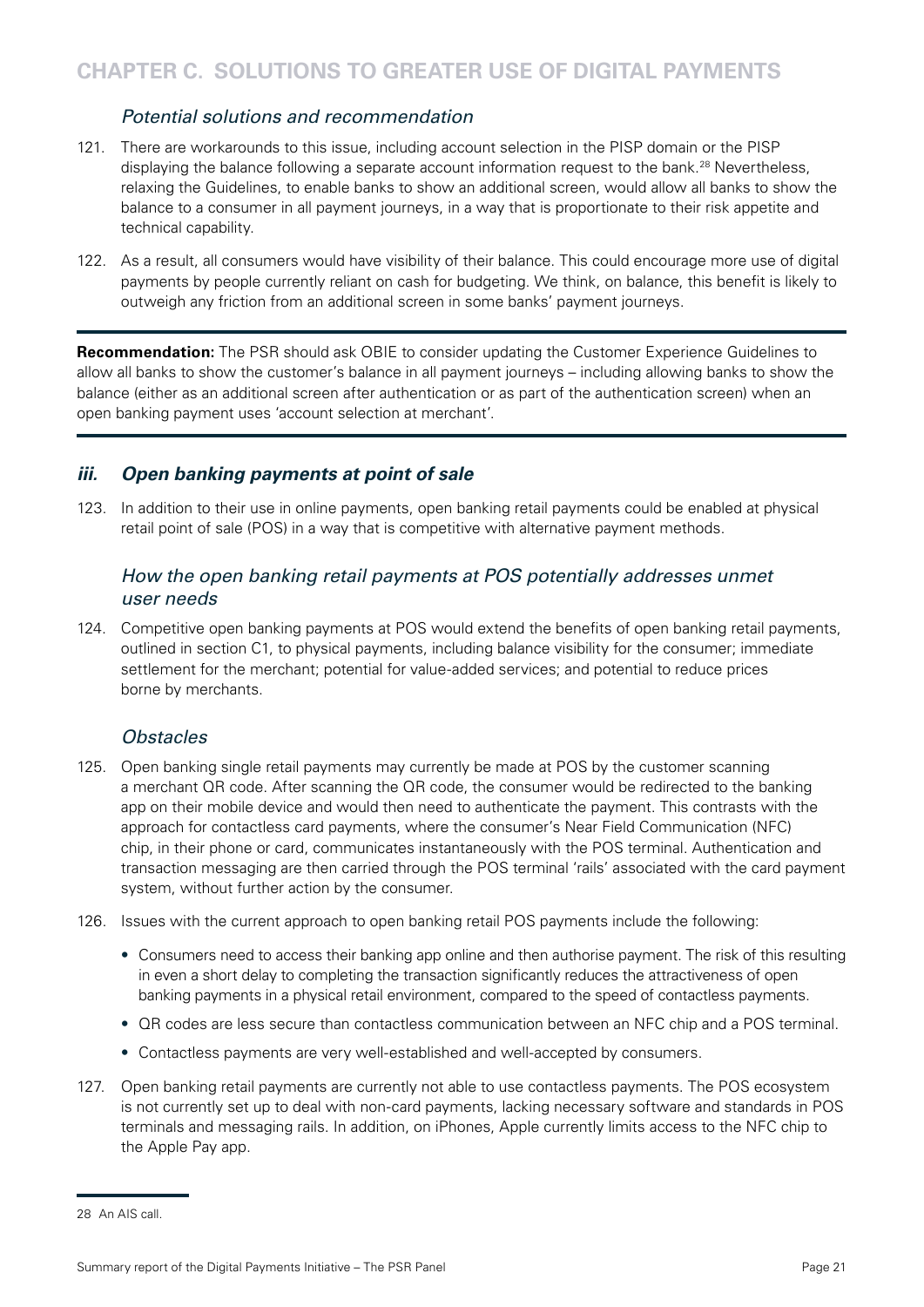### *Potential solutions and recommendation*

121. There are workarounds to this issue, including account selection in the PISP domain or the PISP displaying the balance following a separate account information request to the bank.[28] Nevertheless, relaxing the Guidelines, to enable banks to show an additional screen, would allow all banks to show the balance to a consumer in all payment journeys, in a way that is proportionate to their risk appetite and technical capability.

122. As a result, all consumers would have visibility of their balance. This could encourage more use of digital payments by people currently reliant on cash for budgeting. We think, on balance, this benefit is likely to outweigh any friction from an additional screen in some banks' payment journeys.

---

**Recommendation:** The PSR should ask OBIE to consider updating the Customer Experience Guidelines to allow all banks to show the customer's balance in all payment journeys – including allowing banks to show the balance (either as an additional screen after authentication or as part of the authentication screen) when an open banking payment uses 'account selection at merchant'.

---

## ***iii. Open banking payments at point of sale***

123. In addition to their use in online payments, open banking retail payments could be enabled at physical retail point of sale (POS) in a way that is competitive with alternative payment methods.

### *How the open banking retail payments at POS potentially addresses unmet user needs*

124. Competitive open banking payments at POS would extend the benefits of open banking retail payments, outlined in section C1, to physical payments, including balance visibility for the consumer; immediate settlement for the merchant; potential for value-added services; and potential to reduce prices borne by merchants.

### *Obstacles*

125. Open banking single retail payments may currently be made at POS by the customer scanning a merchant QR code. After scanning the QR code, the consumer would be redirected to the banking app on their mobile device and would then need to authenticate the payment. This contrasts with the approach for contactless card payments, where the consumer's Near Field Communication (NFC) chip, in their phone or card, communicates instantaneously with the POS terminal. Authentication and transaction messaging are then carried through the POS terminal 'rails' associated with the card payment system, without further action by the consumer.

126. Issues with the current approach to open banking retail POS payments include the following:

   - Consumers need to access their banking app online and then authorise payment. The risk of this resulting in even a short delay to completing the transaction significantly reduces the attractiveness of open banking payments in a physical retail environment, compared to the speed of contactless payments.
   - QR codes are less secure than contactless communication between an NFC chip and a POS terminal.
   - Contactless payments are very well-established and well-accepted by consumers.

127. Open banking retail payments are currently not able to use contactless payments. The POS ecosystem is not currently set up to deal with non-card payments, lacking necessary software and standards in POS terminals and messaging rails. In addition, on iPhones, Apple currently limits access to the NFC chip to the Apple Pay app.

---

28 An AIS call.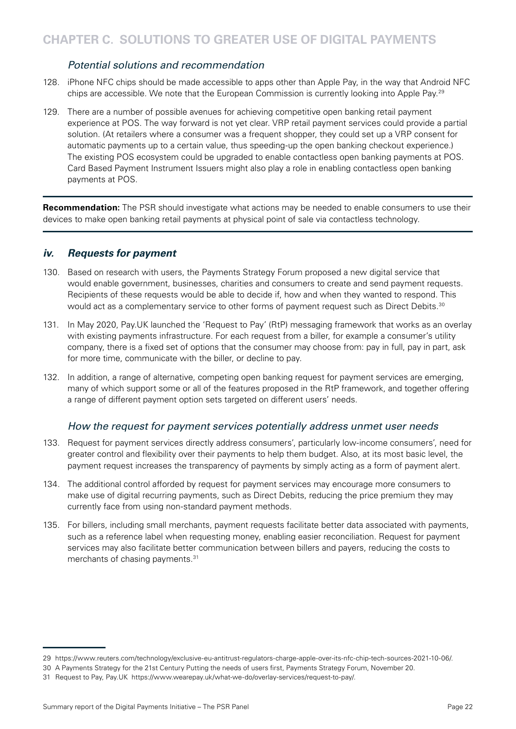### *Potential solutions and recommendation*

128. iPhone NFC chips should be made accessible to apps other than Apple Pay, in the way that Android NFC chips are accessible. We note that the European Commission is currently looking into Apple Pay.[29]

129. There are a number of possible avenues for achieving competitive open banking retail payment experience at POS. The way forward is not yet clear. VRP retail payment services could provide a partial solution. (At retailers where a consumer was a frequent shopper, they could set up a VRP consent for automatic payments up to a certain value, thus speeding-up the open banking checkout experience.) The existing POS ecosystem could be upgraded to enable contactless open banking payments at POS. Card Based Payment Instrument Issuers might also play a role in enabling contactless open banking payments at POS.

---

**Recommendation:** The PSR should investigate what actions may be needed to enable consumers to use their devices to make open banking retail payments at physical point of sale via contactless technology.

---

## *iv. Requests for payment*

130. Based on research with users, the Payments Strategy Forum proposed a new digital service that would enable government, businesses, charities and consumers to create and send payment requests. Recipients of these requests would be able to decide if, how and when they wanted to respond. This would act as a complementary service to other forms of payment request such as Direct Debits.[30]

131. In May 2020, Pay.UK launched the 'Request to Pay' (RtP) messaging framework that works as an overlay with existing payments infrastructure. For each request from a biller, for example a consumer's utility company, there is a fixed set of options that the consumer may choose from: pay in full, pay in part, ask for more time, communicate with the biller, or decline to pay.

132. In addition, a range of alternative, competing open banking request for payment services are emerging, many of which support some or all of the features proposed in the RtP framework, and together offering a range of different payment option sets targeted on different users' needs.

### *How the request for payment services potentially address unmet user needs*

133. Request for payment services directly address consumers', particularly low-income consumers', need for greater control and flexibility over their payments to help them budget. Also, at its most basic level, the payment request increases the transparency of payments by simply acting as a form of payment alert.

134. The additional control afforded by request for payment services may encourage more consumers to make use of digital recurring payments, such as Direct Debits, reducing the price premium they may currently face from using non-standard payment methods.

135. For billers, including small merchants, payment requests facilitate better data associated with payments, such as a reference label when requesting money, enabling easier reconciliation. Request for payment services may also facilitate better communication between billers and payers, reducing the costs to merchants of chasing payments.[31]

---

29 https://www.reuters.com/technology/exclusive-eu-antitrust-regulators-charge-apple-over-its-nfc-chip-tech-sources-2021-10-06/.

30 A Payments Strategy for the 21st Century Putting the needs of users first, Payments Strategy Forum, November 20.

31 Request to Pay, Pay.UK https://www.wearepay.uk/what-we-do/overlay-services/request-to-pay/.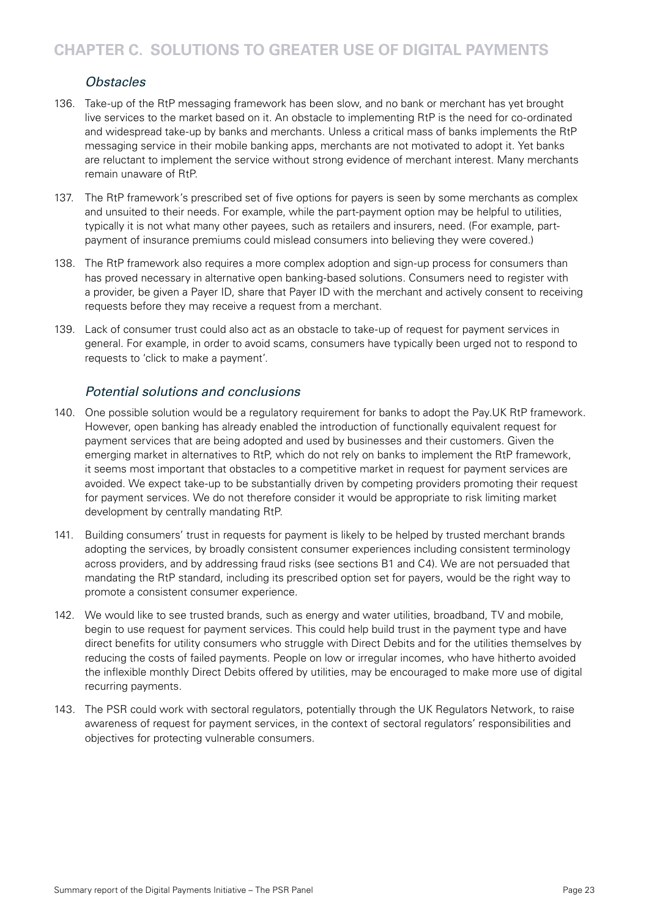### *Obstacles*

136. Take-up of the RtP messaging framework has been slow, and no bank or merchant has yet brought live services to the market based on it. An obstacle to implementing RtP is the need for co-ordinated and widespread take-up by banks and merchants. Unless a critical mass of banks implements the RtP messaging service in their mobile banking apps, merchants are not motivated to adopt it. Yet banks are reluctant to implement the service without strong evidence of merchant interest. Many merchants remain unaware of RtP.

137. The RtP framework's prescribed set of five options for payers is seen by some merchants as complex and unsuited to their needs. For example, while the part-payment option may be helpful to utilities, typically it is not what many other payees, such as retailers and insurers, need. (For example, part-payment of insurance premiums could mislead consumers into believing they were covered.)

138. The RtP framework also requires a more complex adoption and sign-up process for consumers than has proved necessary in alternative open banking-based solutions. Consumers need to register with a provider, be given a Payer ID, share that Payer ID with the merchant and actively consent to receiving requests before they may receive a request from a merchant.

139. Lack of consumer trust could also act as an obstacle to take-up of request for payment services in general. For example, in order to avoid scams, consumers have typically been urged not to respond to requests to 'click to make a payment'.

### *Potential solutions and conclusions*

140. One possible solution would be a regulatory requirement for banks to adopt the Pay.UK RtP framework. However, open banking has already enabled the introduction of functionally equivalent request for payment services that are being adopted and used by businesses and their customers. Given the emerging market in alternatives to RtP, which do not rely on banks to implement the RtP framework, it seems most important that obstacles to a competitive market in request for payment services are avoided. We expect take-up to be substantially driven by competing providers promoting their request for payment services. We do not therefore consider it would be appropriate to risk limiting market development by centrally mandating RtP.

141. Building consumers' trust in requests for payment is likely to be helped by trusted merchant brands adopting the services, by broadly consistent consumer experiences including consistent terminology across providers, and by addressing fraud risks (see sections B1 and C4). We are not persuaded that mandating the RtP standard, including its prescribed option set for payers, would be the right way to promote a consistent consumer experience.

142. We would like to see trusted brands, such as energy and water utilities, broadband, TV and mobile, begin to use request for payment services. This could help build trust in the payment type and have direct benefits for utility consumers who struggle with Direct Debits and for the utilities themselves by reducing the costs of failed payments. People on low or irregular incomes, who have hitherto avoided the inflexible monthly Direct Debits offered by utilities, may be encouraged to make more use of digital recurring payments.

143. The PSR could work with sectoral regulators, potentially through the UK Regulators Network, to raise awareness of request for payment services, in the context of sectoral regulators' responsibilities and objectives for protecting vulnerable consumers.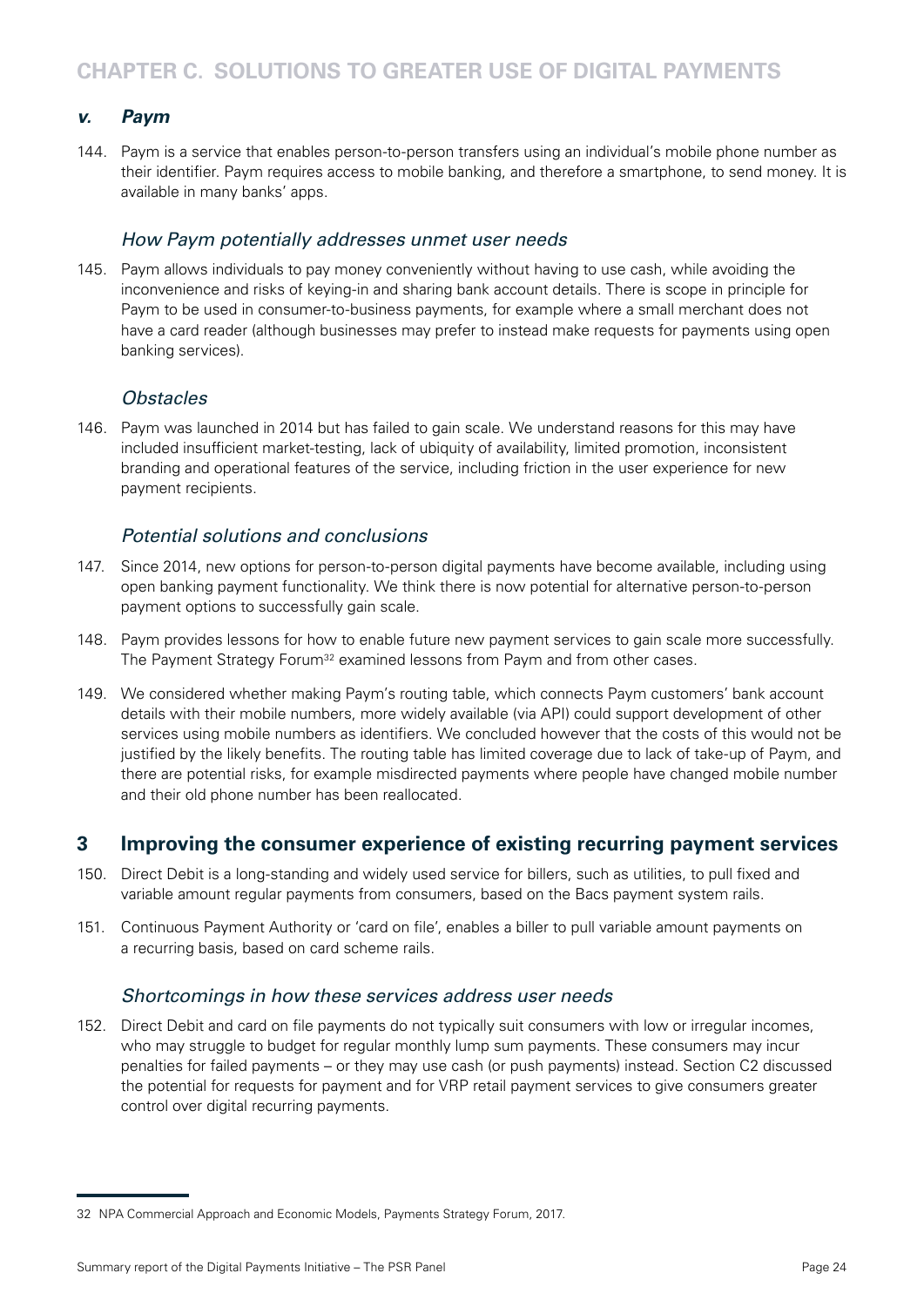# CHAPTER C. SOLUTIONS TO GREATER USE OF DIGITAL PAYMENTS

### *v. Paym*

144. Paym is a service that enables person-to-person transfers using an individual's mobile phone number as their identifier. Paym requires access to mobile banking, and therefore a smartphone, to send money. It is available in many banks' apps.

#### *How Paym potentially addresses unmet user needs*

145. Paym allows individuals to pay money conveniently without having to use cash, while avoiding the inconvenience and risks of keying-in and sharing bank account details. There is scope in principle for Paym to be used in consumer-to-business payments, for example where a small merchant does not have a card reader (although businesses may prefer to instead make requests for payments using open banking services).

#### *Obstacles*

146. Paym was launched in 2014 but has failed to gain scale. We understand reasons for this may have included insufficient market-testing, lack of ubiquity of availability, limited promotion, inconsistent branding and operational features of the service, including friction in the user experience for new payment recipients.

#### *Potential solutions and conclusions*

147. Since 2014, new options for person-to-person digital payments have become available, including using open banking payment functionality. We think there is now potential for alternative person-to-person payment options to successfully gain scale.

148. Paym provides lessons for how to enable future new payment services to gain scale more successfully. The Payment Strategy Forum[32] examined lessons from Paym and from other cases.

149. We considered whether making Paym's routing table, which connects Paym customers' bank account details with their mobile numbers, more widely available (via API) could support development of other services using mobile numbers as identifiers. We concluded however that the costs of this would not be justified by the likely benefits. The routing table has limited coverage due to lack of take-up of Paym, and there are potential risks, for example misdirected payments where people have changed mobile number and their old phone number has been reallocated.

## 3 Improving the consumer experience of existing recurring payment services

150. Direct Debit is a long-standing and widely used service for billers, such as utilities, to pull fixed and variable amount regular payments from consumers, based on the Bacs payment system rails.

151. Continuous Payment Authority or 'card on file', enables a biller to pull variable amount payments on a recurring basis, based on card scheme rails.

#### *Shortcomings in how these services address user needs*

152. Direct Debit and card on file payments do not typically suit consumers with low or irregular incomes, who may struggle to budget for regular monthly lump sum payments. These consumers may incur penalties for failed payments – or they may use cash (or push payments) instead. Section C2 discussed the potential for requests for payment and for VRP retail payment services to give consumers greater control over digital recurring payments.

---

32 NPA Commercial Approach and Economic Models, Payments Strategy Forum, 2017.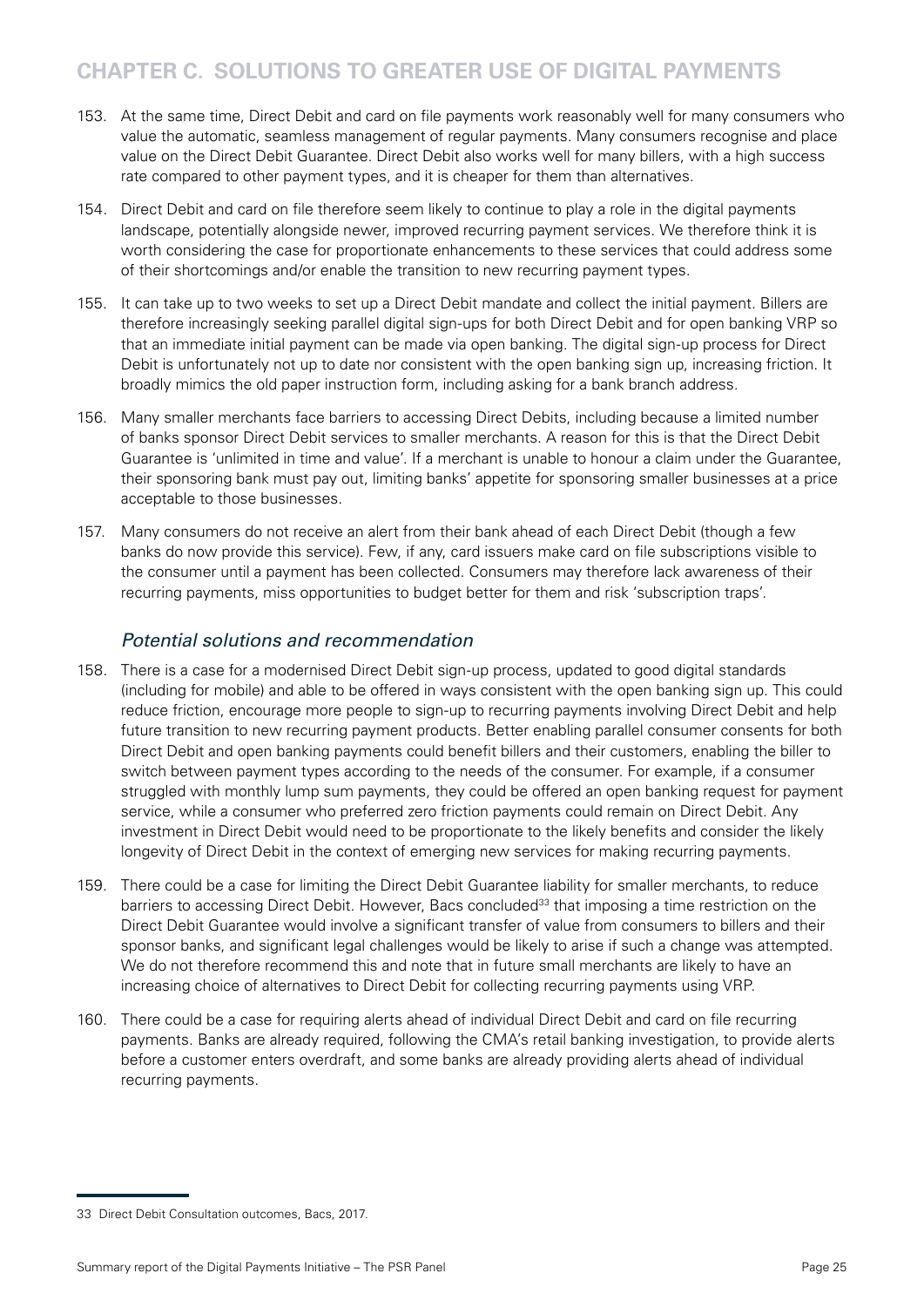153. At the same time, Direct Debit and card on file payments work reasonably well for many consumers who value the automatic, seamless management of regular payments. Many consumers recognise and place value on the Direct Debit Guarantee. Direct Debit also works well for many billers, with a high success rate compared to other payment types, and it is cheaper for them than alternatives.

154. Direct Debit and card on file therefore seem likely to continue to play a role in the digital payments landscape, potentially alongside newer, improved recurring payment services. We therefore think it is worth considering the case for proportionate enhancements to these services that could address some of their shortcomings and/or enable the transition to new recurring payment types.

155. It can take up to two weeks to set up a Direct Debit mandate and collect the initial payment. Billers are therefore increasingly seeking parallel digital sign-ups for both Direct Debit and for open banking VRP so that an immediate initial payment can be made via open banking. The digital sign-up process for Direct Debit is unfortunately not up to date nor consistent with the open banking sign up, increasing friction. It broadly mimics the old paper instruction form, including asking for a bank branch address.

156. Many smaller merchants face barriers to accessing Direct Debits, including because a limited number of banks sponsor Direct Debit services to smaller merchants. A reason for this is that the Direct Debit Guarantee is 'unlimited in time and value'. If a merchant is unable to honour a claim under the Guarantee, their sponsoring bank must pay out, limiting banks' appetite for sponsoring smaller businesses at a price acceptable to those businesses.

157. Many consumers do not receive an alert from their bank ahead of each Direct Debit (though a few banks do now provide this service). Few, if any, card issuers make card on file subscriptions visible to the consumer until a payment has been collected. Consumers may therefore lack awareness of their recurring payments, miss opportunities to budget better for them and risk 'subscription traps'.

### *Potential solutions and recommendation*

158. There is a case for a modernised Direct Debit sign-up process, updated to good digital standards (including for mobile) and able to be offered in ways consistent with the open banking sign up. This could reduce friction, encourage more people to sign-up to recurring payments involving Direct Debit and help future transition to new recurring payment products. Better enabling parallel consumer consents for both Direct Debit and open banking payments could benefit billers and their customers, enabling the biller to switch between payment types according to the needs of the consumer. For example, if a consumer struggled with monthly lump sum payments, they could be offered an open banking request for payment service, while a consumer who preferred zero friction payments could remain on Direct Debit. Any investment in Direct Debit would need to be proportionate to the likely benefits and consider the likely longevity of Direct Debit in the context of emerging new services for making recurring payments.

159. There could be a case for limiting the Direct Debit Guarantee liability for smaller merchants, to reduce barriers to accessing Direct Debit. However, Bacs concluded[33] that imposing a time restriction on the Direct Debit Guarantee would involve a significant transfer of value from consumers to billers and their sponsor banks, and significant legal challenges would be likely to arise if such a change was attempted. We do not therefore recommend this and note that in future small merchants are likely to have an increasing choice of alternatives to Direct Debit for collecting recurring payments using VRP.

160. There could be a case for requiring alerts ahead of individual Direct Debit and card on file recurring payments. Banks are already required, following the CMA's retail banking investigation, to provide alerts before a customer enters overdraft, and some banks are already providing alerts ahead of individual recurring payments.

[33] Direct Debit Consultation outcomes, Bacs, 2017.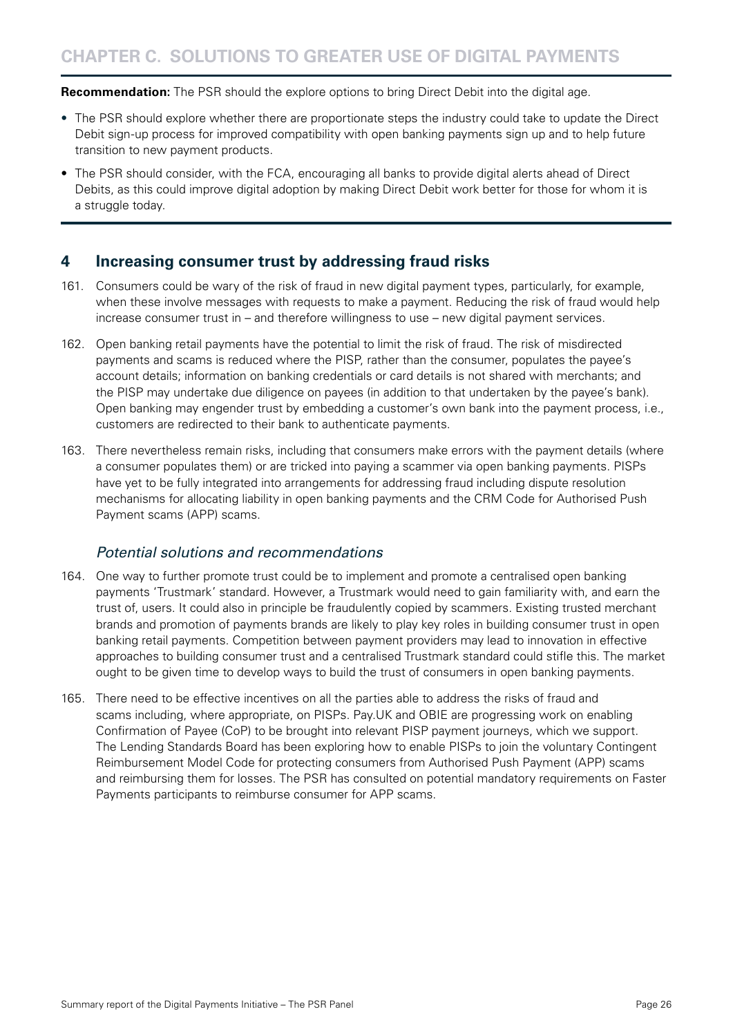**Recommendation:** The PSR should the explore options to bring Direct Debit into the digital age.

- The PSR should explore whether there are proportionate steps the industry could take to update the Direct Debit sign-up process for improved compatibility with open banking payments sign up and to help future transition to new payment products.
- The PSR should consider, with the FCA, encouraging all banks to provide digital alerts ahead of Direct Debits, as this could improve digital adoption by making Direct Debit work better for those for whom it is a struggle today.

## 4 Increasing consumer trust by addressing fraud risks

161. Consumers could be wary of the risk of fraud in new digital payment types, particularly, for example, when these involve messages with requests to make a payment. Reducing the risk of fraud would help increase consumer trust in – and therefore willingness to use – new digital payment services.

162. Open banking retail payments have the potential to limit the risk of fraud. The risk of misdirected payments and scams is reduced where the PISP, rather than the consumer, populates the payee's account details; information on banking credentials or card details is not shared with merchants; and the PISP may undertake due diligence on payees (in addition to that undertaken by the payee's bank). Open banking may engender trust by embedding a customer's own bank into the payment process, i.e., customers are redirected to their bank to authenticate payments.

163. There nevertheless remain risks, including that consumers make errors with the payment details (where a consumer populates them) or are tricked into paying a scammer via open banking payments. PISPs have yet to be fully integrated into arrangements for addressing fraud including dispute resolution mechanisms for allocating liability in open banking payments and the CRM Code for Authorised Push Payment scams (APP) scams.

### *Potential solutions and recommendations*

164. One way to further promote trust could be to implement and promote a centralised open banking payments 'Trustmark' standard. However, a Trustmark would need to gain familiarity with, and earn the trust of, users. It could also in principle be fraudulently copied by scammers. Existing trusted merchant brands and promotion of payments brands are likely to play key roles in building consumer trust in open banking retail payments. Competition between payment providers may lead to innovation in effective approaches to building consumer trust and a centralised Trustmark standard could stifle this. The market ought to be given time to develop ways to build the trust of consumers in open banking payments.

165. There need to be effective incentives on all the parties able to address the risks of fraud and scams including, where appropriate, on PISPs. Pay.UK and OBIE are progressing work on enabling Confirmation of Payee (CoP) to be brought into relevant PISP payment journeys, which we support. The Lending Standards Board has been exploring how to enable PISPs to join the voluntary Contingent Reimbursement Model Code for protecting consumers from Authorised Push Payment (APP) scams and reimbursing them for losses. The PSR has consulted on potential mandatory requirements on Faster Payments participants to reimburse consumer for APP scams.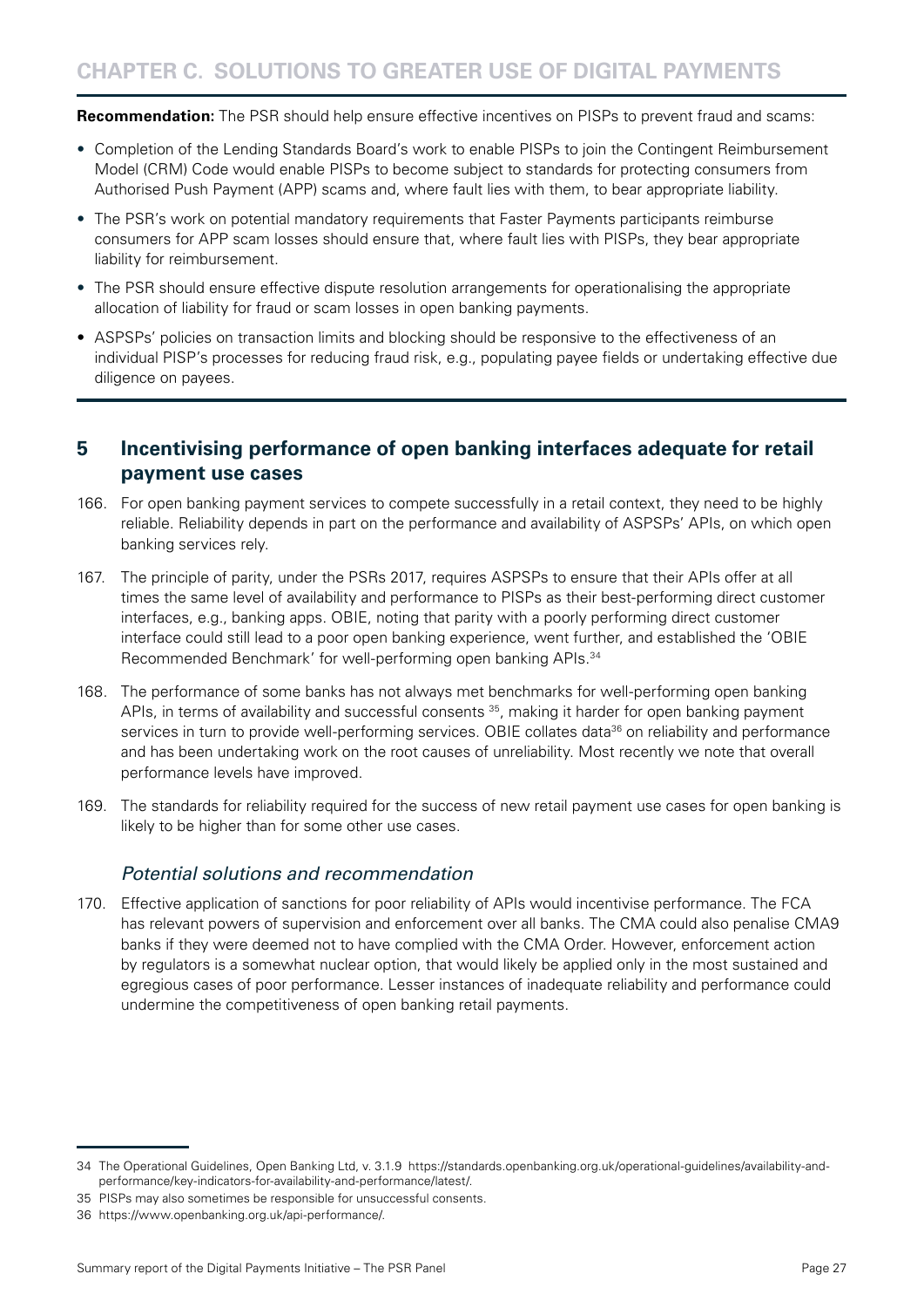**Recommendation:** The PSR should help ensure effective incentives on PISPs to prevent fraud and scams:

- Completion of the Lending Standards Board's work to enable PISPs to join the Contingent Reimbursement Model (CRM) Code would enable PISPs to become subject to standards for protecting consumers from Authorised Push Payment (APP) scams and, where fault lies with them, to bear appropriate liability.
- The PSR's work on potential mandatory requirements that Faster Payments participants reimburse consumers for APP scam losses should ensure that, where fault lies with PISPs, they bear appropriate liability for reimbursement.
- The PSR should ensure effective dispute resolution arrangements for operationalising the appropriate allocation of liability for fraud or scam losses in open banking payments.
- ASPSPs' policies on transaction limits and blocking should be responsive to the effectiveness of an individual PISP's processes for reducing fraud risk, e.g., populating payee fields or undertaking effective due diligence on payees.

## 5 Incentivising performance of open banking interfaces adequate for retail payment use cases

166. For open banking payment services to compete successfully in a retail context, they need to be highly reliable. Reliability depends in part on the performance and availability of ASPSPs' APIs, on which open banking services rely.

167. The principle of parity, under the PSRs 2017, requires ASPSPs to ensure that their APIs offer at all times the same level of availability and performance to PISPs as their best-performing direct customer interfaces, e.g., banking apps. OBIE, noting that parity with a poorly performing direct customer interface could still lead to a poor open banking experience, went further, and established the 'OBIE Recommended Benchmark' for well-performing open banking APIs.[34]

168. The performance of some banks has not always met benchmarks for well-performing open banking APIs, in terms of availability and successful consents [35], making it harder for open banking payment services in turn to provide well-performing services. OBIE collates data[36] on reliability and performance and has been undertaking work on the root causes of unreliability. Most recently we note that overall performance levels have improved.

169. The standards for reliability required for the success of new retail payment use cases for open banking is likely to be higher than for some other use cases.

### *Potential solutions and recommendation*

170. Effective application of sanctions for poor reliability of APIs would incentivise performance. The FCA has relevant powers of supervision and enforcement over all banks. The CMA could also penalise CMA9 banks if they were deemed not to have complied with the CMA Order. However, enforcement action by regulators is a somewhat nuclear option, that would likely be applied only in the most sustained and egregious cases of poor performance. Lesser instances of inadequate reliability and performance could undermine the competitiveness of open banking retail payments.

---

34 The Operational Guidelines, Open Banking Ltd, v. 3.1.9 https://standards.openbanking.org.uk/operational-guidelines/availability-and-performance/key-indicators-for-availability-and-performance/latest/.

35 PISPs may also sometimes be responsible for unsuccessful consents.

36 https://www.openbanking.org.uk/api-performance/.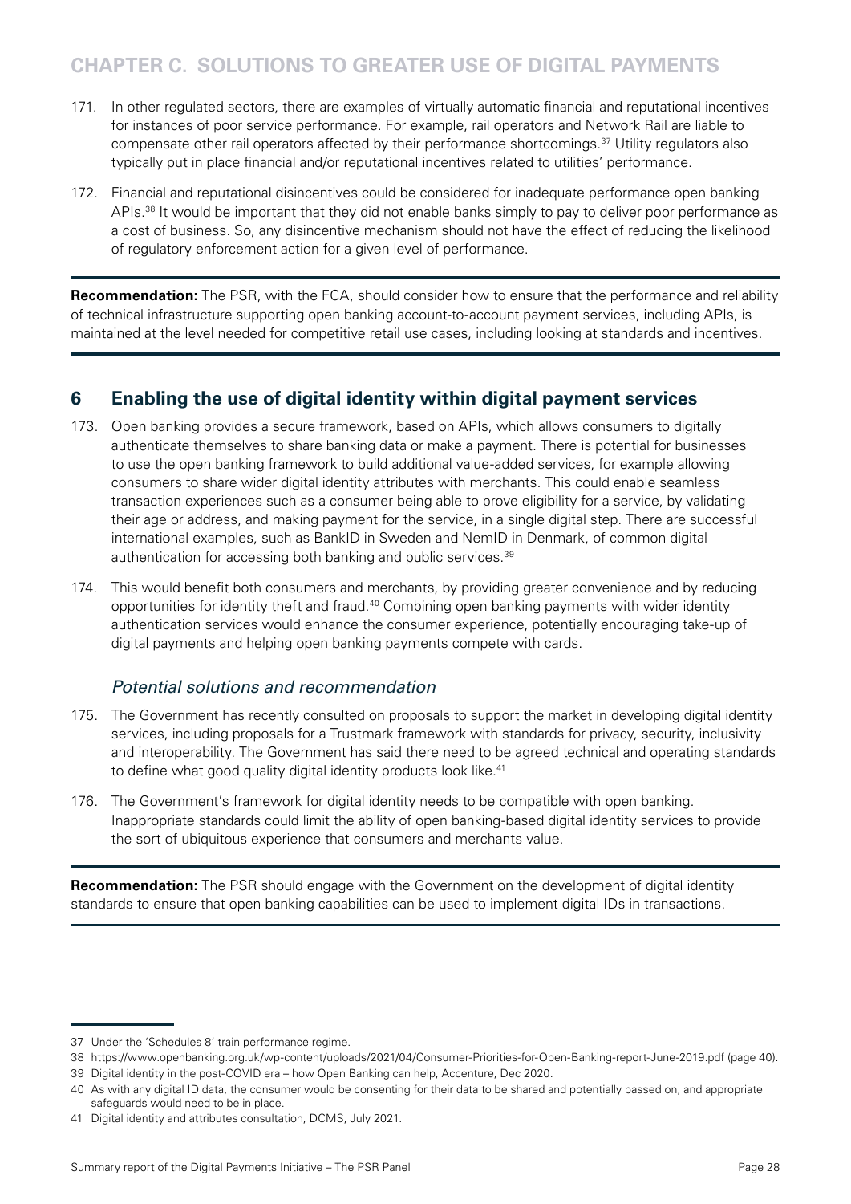171. In other regulated sectors, there are examples of virtually automatic financial and reputational incentives for instances of poor service performance. For example, rail operators and Network Rail are liable to compensate other rail operators affected by their performance shortcomings.[37] Utility regulators also typically put in place financial and/or reputational incentives related to utilities' performance.

172. Financial and reputational disincentives could be considered for inadequate performance open banking APIs.[38] It would be important that they did not enable banks simply to pay to deliver poor performance as a cost of business. So, any disincentive mechanism should not have the effect of reducing the likelihood of regulatory enforcement action for a given level of performance.

**Recommendation:** The PSR, with the FCA, should consider how to ensure that the performance and reliability of technical infrastructure supporting open banking account-to-account payment services, including APIs, is maintained at the level needed for competitive retail use cases, including looking at standards and incentives.

## 6 Enabling the use of digital identity within digital payment services

173. Open banking provides a secure framework, based on APIs, which allows consumers to digitally authenticate themselves to share banking data or make a payment. There is potential for businesses to use the open banking framework to build additional value-added services, for example allowing consumers to share wider digital identity attributes with merchants. This could enable seamless transaction experiences such as a consumer being able to prove eligibility for a service, by validating their age or address, and making payment for the service, in a single digital step. There are successful international examples, such as BankID in Sweden and NemID in Denmark, of common digital authentication for accessing both banking and public services.[39]

174. This would benefit both consumers and merchants, by providing greater convenience and by reducing opportunities for identity theft and fraud.[40] Combining open banking payments with wider identity authentication services would enhance the consumer experience, potentially encouraging take-up of digital payments and helping open banking payments compete with cards.

### *Potential solutions and recommendation*

175. The Government has recently consulted on proposals to support the market in developing digital identity services, including proposals for a Trustmark framework with standards for privacy, security, inclusivity and interoperability. The Government has said there need to be agreed technical and operating standards to define what good quality digital identity products look like.[41]

176. The Government's framework for digital identity needs to be compatible with open banking. Inappropriate standards could limit the ability of open banking-based digital identity services to provide the sort of ubiquitous experience that consumers and merchants value.

**Recommendation:** The PSR should engage with the Government on the development of digital identity standards to ensure that open banking capabilities can be used to implement digital IDs in transactions.

---

37 Under the 'Schedules 8' train performance regime.

38 https://www.openbanking.org.uk/wp-content/uploads/2021/04/Consumer-Priorities-for-Open-Banking-report-June-2019.pdf (page 40).

39 Digital identity in the post-COVID era – how Open Banking can help, Accenture, Dec 2020.

40 As with any digital ID data, the consumer would be consenting for their data to be shared and potentially passed on, and appropriate safeguards would need to be in place.

41 Digital identity and attributes consultation, DCMS, July 2021.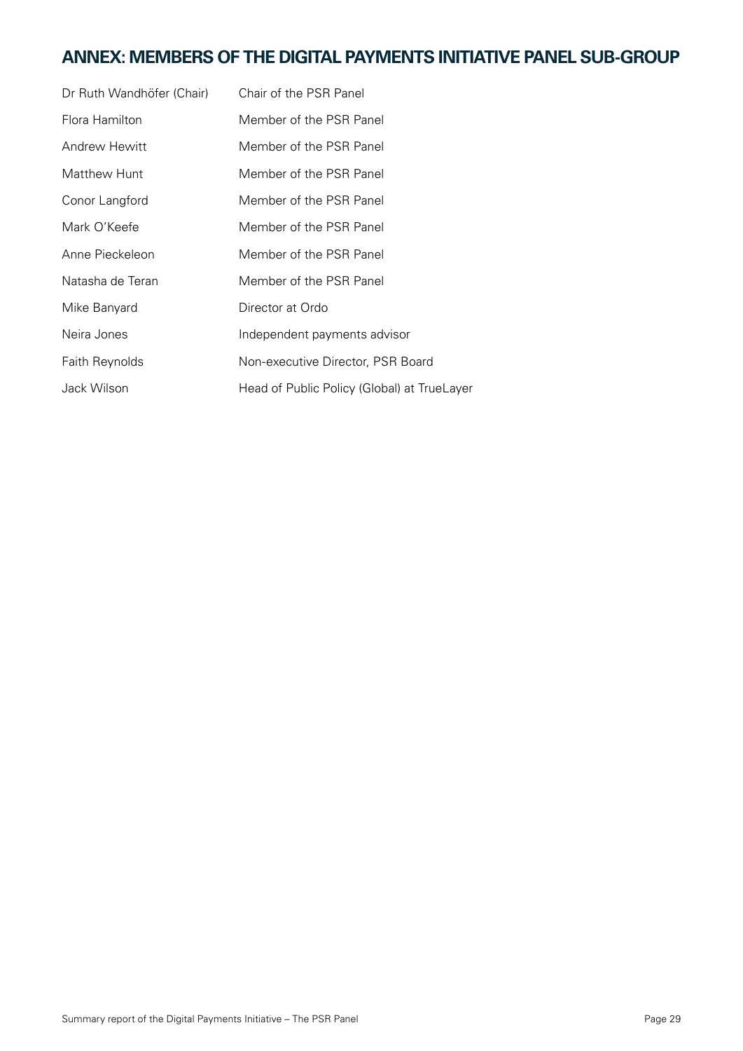## ANNEX: MEMBERS OF THE DIGITAL PAYMENTS INITIATIVE PANEL SUB-GROUP

| | |
|---|---|
| Dr Ruth Wandhöfer (Chair) | Chair of the PSR Panel |
| Flora Hamilton | Member of the PSR Panel |
| Andrew Hewitt | Member of the PSR Panel |
| Matthew Hunt | Member of the PSR Panel |
| Conor Langford | Member of the PSR Panel |
| Mark O'Keefe | Member of the PSR Panel |
| Anne Pieckeleon | Member of the PSR Panel |
| Natasha de Teran | Member of the PSR Panel |
| Mike Banyard | Director at Ordo |
| Neira Jones | Independent payments advisor |
| Faith Reynolds | Non-executive Director, PSR Board |
| Jack Wilson | Head of Public Policy (Global) at TrueLayer |